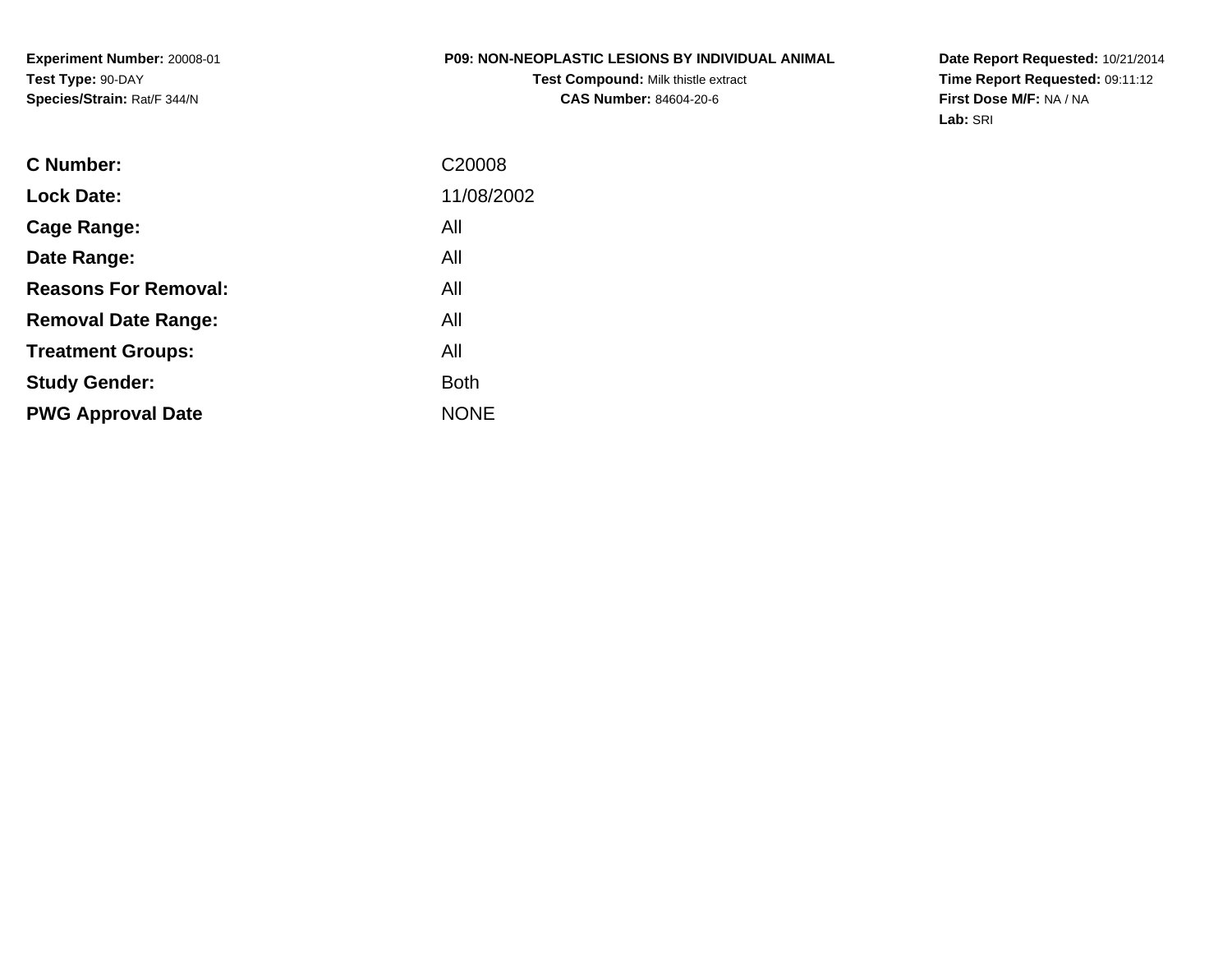**Experiment Number:** 20008-01
**Test Type:** 90-DAY
**Species/Strain:** Rat/F 344/N

**P09: NON-NEOPLASTIC LESIONS BY INDIVIDUAL ANIMAL**
**Test Compound:** Milk thistle extract
**CAS Number:** 84604-20-6

**Date Report Requested:** 10/21/2014
**Time Report Requested:** 09:11:12
**First Dose M/F:** NA / NA
**Lab:** SRI

| | |
|---|---|
| **C Number:** | C20008 |
| **Lock Date:** | 11/08/2002 |
| **Cage Range:** | All |
| **Date Range:** | All |
| **Reasons For Removal:** | All |
| **Removal Date Range:** | All |
| **Treatment Groups:** | All |
| **Study Gender:** | Both |
| **PWG Approval Date** | NONE |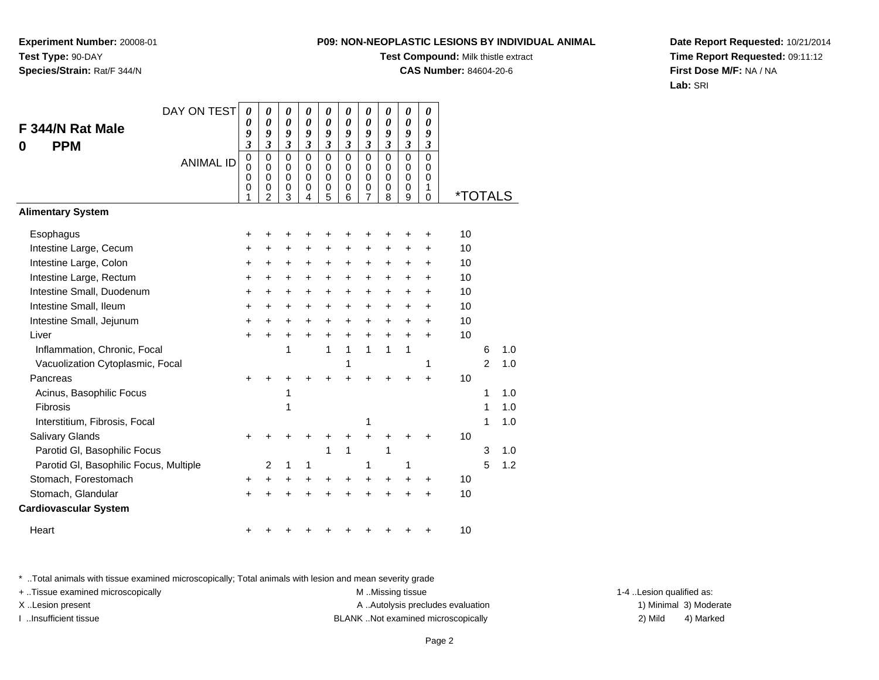**Experiment Number:** 20008-01
**Test Type:** 90-DAY
**Species/Strain:** Rat/F 344/N

**P09: NON-NEOPLASTIC LESIONS BY INDIVIDUAL ANIMAL**
**Test Compound:** Milk thistle extract
**CAS Number:** 84604-20-6

**Date Report Requested:** 10/21/2014
**Time Report Requested:** 09:11:12
**First Dose M/F:** NA / NA
**Lab:** SRI

## F 344/N Rat Male
## 0 PPM

| DAY ON TEST | 0093 | 0093 | 0093 | 0093 | 0093 | 0093 | 0093 | 0093 | 0093 | 0093 | | | |
|---|---|---|---|---|---|---|---|---|---|---|---|---|---|
| ANIMAL ID | 00001 | 00002 | 00003 | 00004 | 00005 | 00006 | 00007 | 00008 | 00009 | 00010 | *TOTALS | | |
| **Alimentary System** | | | | | | | | | | | | | |
| Esophagus | + | + | + | + | + | + | + | + | + | + | 10 | | |
| Intestine Large, Cecum | + | + | + | + | + | + | + | + | + | + | 10 | | |
| Intestine Large, Colon | + | + | + | + | + | + | + | + | + | + | 10 | | |
| Intestine Large, Rectum | + | + | + | + | + | + | + | + | + | + | 10 | | |
| Intestine Small, Duodenum | + | + | + | + | + | + | + | + | + | + | 10 | | |
| Intestine Small, Ileum | + | + | + | + | + | + | + | + | + | + | 10 | | |
| Intestine Small, Jejunum | + | + | + | + | + | + | + | + | + | + | 10 | | |
| Liver | + | + | + | + | + | + | + | + | + | + | 10 | | |
| Inflammation, Chronic, Focal | | | 1 | | 1 | 1 | 1 | 1 | 1 | | | 6 | 1.0 |
| Vacuolization Cytoplasmic, Focal | | | | | | 1 | | | | 1 | | 2 | 1.0 |
| Pancreas | + | + | + | + | + | + | + | + | + | + | 10 | | |
| Acinus, Basophilic Focus | | | 1 | | | | | | | | | 1 | 1.0 |
| Fibrosis | | | 1 | | | | | | | | | 1 | 1.0 |
| Interstitium, Fibrosis, Focal | | | | | | | 1 | | | | | 1 | 1.0 |
| Salivary Glands | + | + | + | + | + | + | + | + | + | + | 10 | | |
| Parotid Gl, Basophilic Focus | | | | | 1 | 1 | | 1 | | | | 3 | 1.0 |
| Parotid Gl, Basophilic Focus, Multiple | | 2 | 1 | 1 | | | 1 | | 1 | | | 5 | 1.2 |
| Stomach, Forestomach | + | + | + | + | + | + | + | + | + | + | 10 | | |
| Stomach, Glandular | + | + | + | + | + | + | + | + | + | + | 10 | | |
| **Cardiovascular System** | | | | | | | | | | | | | |
| Heart | + | + | + | + | + | + | + | + | + | + | 10 | | |

* ..Total animals with tissue examined microscopically; Total animals with lesion and mean severity grade
+ ..Tissue examined microscopically
X ..Lesion present
I ..Insufficient tissue

M ..Missing tissue
A ..Autolysis precludes evaluation
BLANK ..Not examined microscopically

1-4 ..Lesion qualified as:
1) Minimal 3) Moderate
2) Mild 4) Marked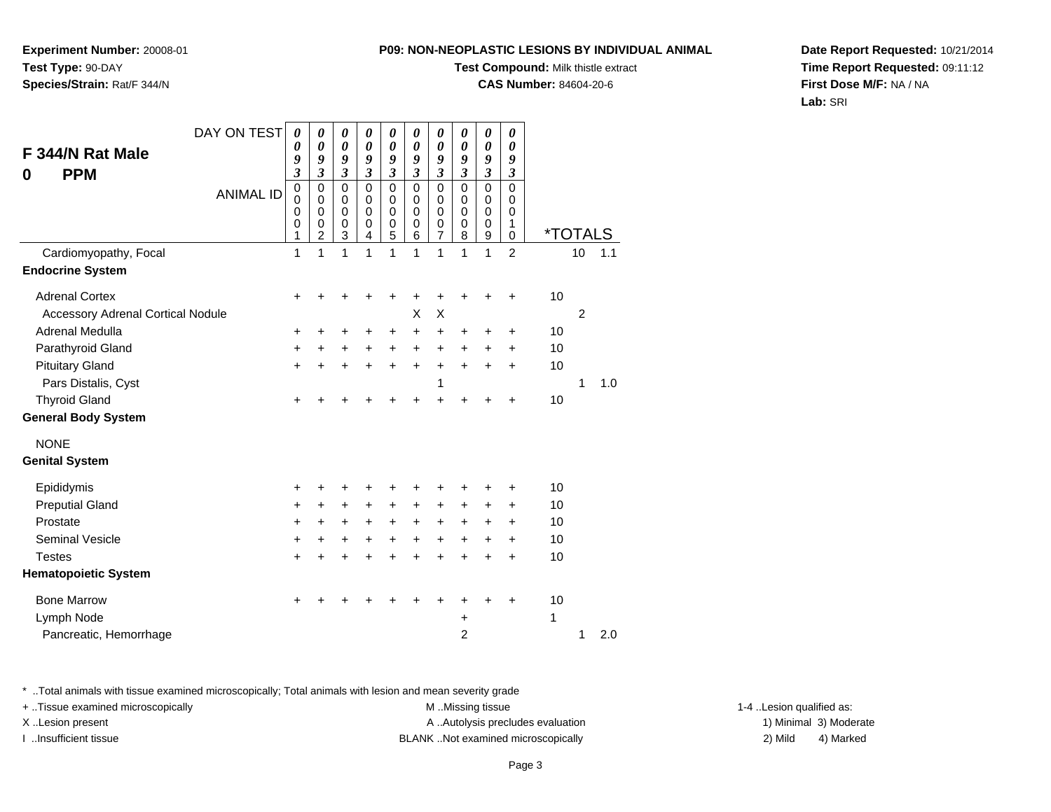**Experiment Number:** 20008-01
**Test Type:** 90-DAY
**Species/Strain:** Rat/F 344/N

**P09: NON-NEOPLASTIC LESIONS BY INDIVIDUAL ANIMAL**
**Test Compound:** Milk thistle extract
**CAS Number:** 84604-20-6

**Date Report Requested:** 10/21/2014
**Time Report Requested:** 09:11:12
**First Dose M/F:** NA / NA
**Lab:** SRI

## F 344/N Rat Male
## 0 PPM

| DAY ON TEST | 0093 | 0093 | 0093 | 0093 | 0093 | 0093 | 0093 | 0093 | 0093 | 0093 | | | |
|---|---|---|---|---|---|---|---|---|---|---|---|---|---|
| ANIMAL ID | 00001 | 00002 | 00003 | 00004 | 00005 | 00006 | 00007 | 00008 | 00009 | 00010 | *TOTALS | | |
| Cardiomyopathy, Focal | 1 | 1 | 1 | 1 | 1 | 1 | 1 | 1 | 1 | 2 | | 10 | 1.1 |
| **Endocrine System** | | | | | | | | | | | | | |
| Adrenal Cortex | + | + | + | + | + | + | + | + | + | + | 10 | | |
| Accessory Adrenal Cortical Nodule | | | | | | X | X | | | | | 2 | |
| Adrenal Medulla | + | + | + | + | + | + | + | + | + | + | 10 | | |
| Parathyroid Gland | + | + | + | + | + | + | + | + | + | + | 10 | | |
| Pituitary Gland | + | + | + | + | + | + | + | + | + | + | 10 | | |
| Pars Distalis, Cyst | | | | | | | 1 | | | | | 1 | 1.0 |
| Thyroid Gland | + | + | + | + | + | + | + | + | + | + | 10 | | |
| **General Body System** | | | | | | | | | | | | | |
| NONE | | | | | | | | | | | | | |
| **Genital System** | | | | | | | | | | | | | |
| Epididymis | + | + | + | + | + | + | + | + | + | + | 10 | | |
| Preputial Gland | + | + | + | + | + | + | + | + | + | + | 10 | | |
| Prostate | + | + | + | + | + | + | + | + | + | + | 10 | | |
| Seminal Vesicle | + | + | + | + | + | + | + | + | + | + | 10 | | |
| Testes | + | + | + | + | + | + | + | + | + | + | 10 | | |
| **Hematopoietic System** | | | | | | | | | | | | | |
| Bone Marrow | + | + | + | + | + | + | + | + | + | + | 10 | | |
| Lymph Node | | | | | | | | + | | | 1 | | |
| Pancreatic, Hemorrhage | | | | | | | | 2 | | | | 1 | 2.0 |

* ..Total animals with tissue examined microscopically; Total animals with lesion and mean severity grade
+ ..Tissue examined microscopically
X ..Lesion present
I ..Insufficient tissue

M ..Missing tissue
A ..Autolysis precludes evaluation
BLANK ..Not examined microscopically

1-4 ..Lesion qualified as:
1) Minimal 3) Moderate
2) Mild 4) Marked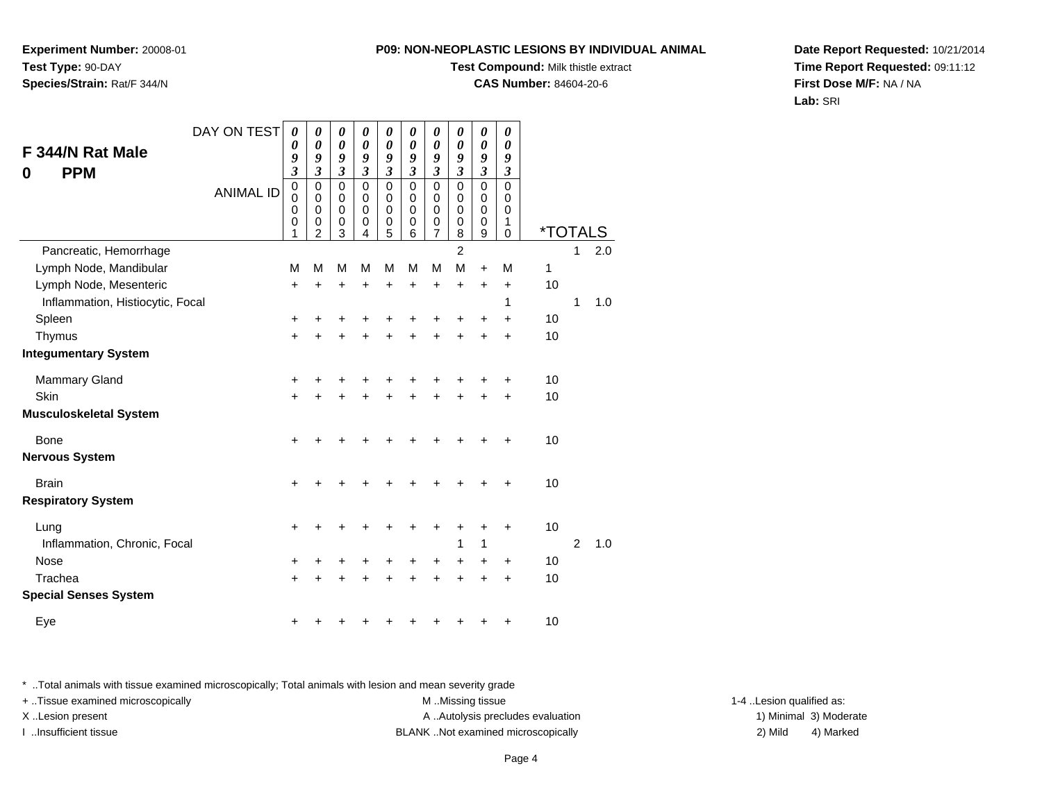**Experiment Number:** 20008-01
**Test Type:** 90-DAY
**Species/Strain:** Rat/F 344/N

**P09: NON-NEOPLASTIC LESIONS BY INDIVIDUAL ANIMAL**
**Test Compound:** Milk thistle extract
**CAS Number:** 84604-20-6

**Date Report Requested:** 10/21/2014
**Time Report Requested:** 09:11:12
**First Dose M/F:** NA / NA
**Lab:** SRI

## F 344/N Rat Male
## 0 PPM

| DAY ON TEST | 0093 | 0093 | 0093 | 0093 | 0093 | 0093 | 0093 | 0093 | 0093 | 0093 | | | |
|---|---|---|---|---|---|---|---|---|---|---|---|---|---|
| ANIMAL ID | 00001 | 00002 | 00003 | 00004 | 00005 | 00006 | 00007 | 00008 | 00009 | 00010 | *TOTALS | | |
| Pancreatic, Hemorrhage | | | | | | | | 2 | | | | 1 | 2.0 |
| Lymph Node, Mandibular | M | M | M | M | M | M | M | M | + | M | 1 | | |
| Lymph Node, Mesenteric | + | + | + | + | + | + | + | + | + | + | 10 | | |
| Inflammation, Histiocytic, Focal | | | | | | | | | | 1 | | 1 | 1.0 |
| Spleen | + | + | + | + | + | + | + | + | + | + | 10 | | |
| Thymus | + | + | + | + | + | + | + | + | + | + | 10 | | |
| **Integumentary System** | | | | | | | | | | | | | |
| Mammary Gland | + | + | + | + | + | + | + | + | + | + | 10 | | |
| Skin | + | + | + | + | + | + | + | + | + | + | 10 | | |
| **Musculoskeletal System** | | | | | | | | | | | | | |
| Bone | + | + | + | + | + | + | + | + | + | + | 10 | | |
| **Nervous System** | | | | | | | | | | | | | |
| Brain | + | + | + | + | + | + | + | + | + | + | 10 | | |
| **Respiratory System** | | | | | | | | | | | | | |
| Lung | + | + | + | + | + | + | + | + | + | + | 10 | | |
| Inflammation, Chronic, Focal | | | | | | | | 1 | 1 | | | 2 | 1.0 |
| Nose | + | + | + | + | + | + | + | + | + | + | 10 | | |
| Trachea | + | + | + | + | + | + | + | + | + | + | 10 | | |
| **Special Senses System** | | | | | | | | | | | | | |
| Eye | + | + | + | + | + | + | + | + | + | + | 10 | | |

* ..Total animals with tissue examined microscopically; Total animals with lesion and mean severity grade
+ ..Tissue examined microscopically
X ..Lesion present
I ..Insufficient tissue
M ..Missing tissue
A ..Autolysis precludes evaluation
BLANK ..Not examined microscopically
1-4 ..Lesion qualified as:
1) Minimal 3) Moderate
2) Mild 4) Marked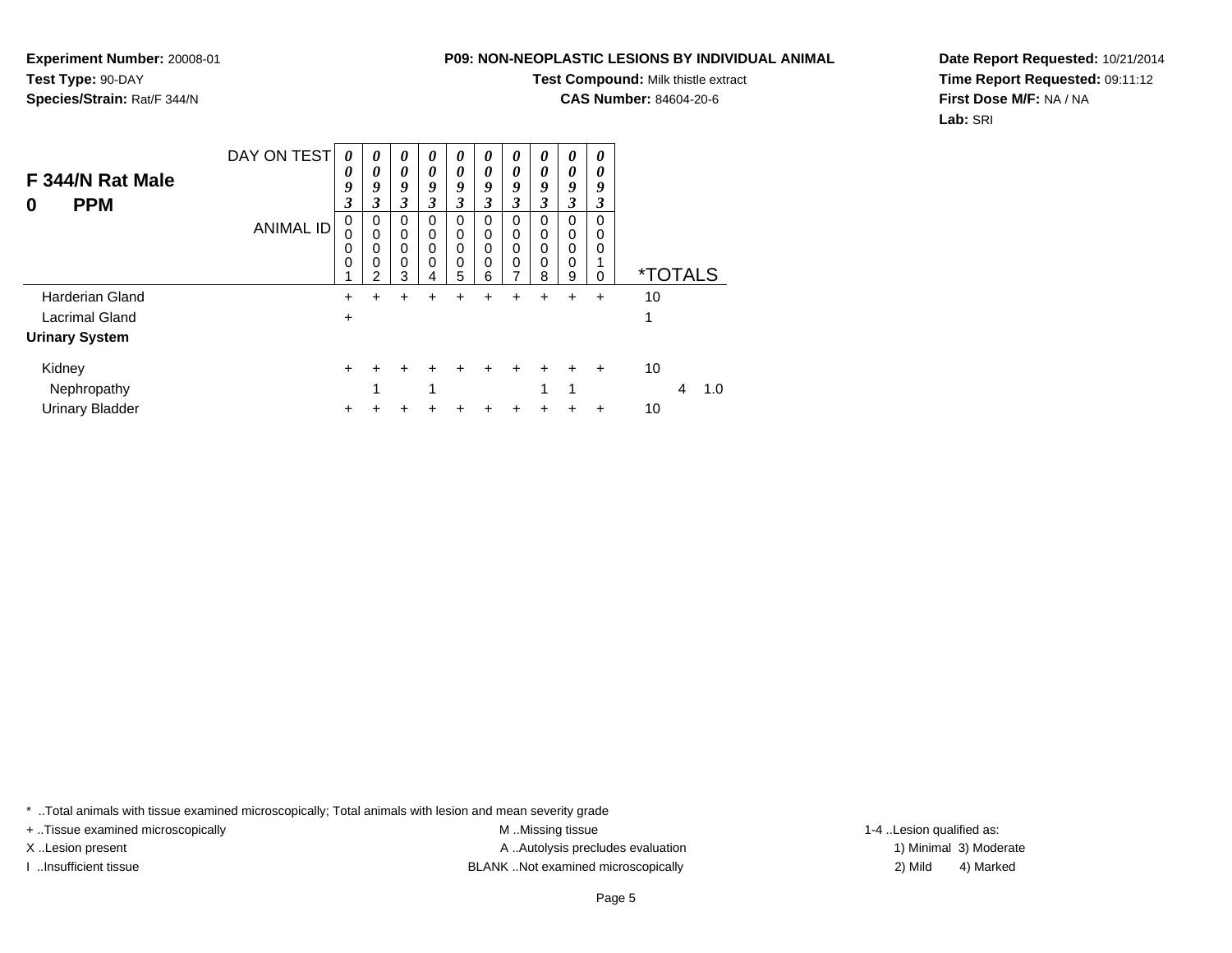**Experiment Number:** 20008-01
**Test Type:** 90-DAY
**Species/Strain:** Rat/F 344/N

**P09: NON-NEOPLASTIC LESIONS BY INDIVIDUAL ANIMAL**
**Test Compound:** Milk thistle extract
**CAS Number:** 84604-20-6

**Date Report Requested:** 10/21/2014
**Time Report Requested:** 09:11:12
**First Dose M/F:** NA / NA
**Lab:** SRI

## F 344/N Rat Male
## 0 PPM

| DAY ON TEST | 0093 | 0093 | 0093 | 0093 | 0093 | 0093 | 0093 | 0093 | 0093 | 0093 | | |
|---|---|---|---|---|---|---|---|---|---|---|---|---|
| **ANIMAL ID** | 00001 | 00002 | 00003 | 00004 | 00005 | 00006 | 00007 | 00008 | 00009 | 00010 | ***TOTALS** | |
| Harderian Gland | + | + | + | + | + | + | + | + | + | + | 10 | |
| Lacrimal Gland | + | | | | | | | | | | 1 | |
| **Urinary System** | | | | | | | | | | | | |
| Kidney | + | + | + | + | + | + | + | + | + | + | 10 | |
| Nephropathy | | 1 | | 1 | | | | 1 | 1 | | 4 | 1.0 |
| Urinary Bladder | + | + | + | + | + | + | + | + | + | + | 10 | |

* ..Total animals with tissue examined microscopically; Total animals with lesion and mean severity grade
+ ..Tissue examined microscopically
X ..Lesion present
I ..Insufficient tissue
M ..Missing tissue
A ..Autolysis precludes evaluation
BLANK ..Not examined microscopically
1-4 ..Lesion qualified as:
1) Minimal 3) Moderate
2) Mild 4) Marked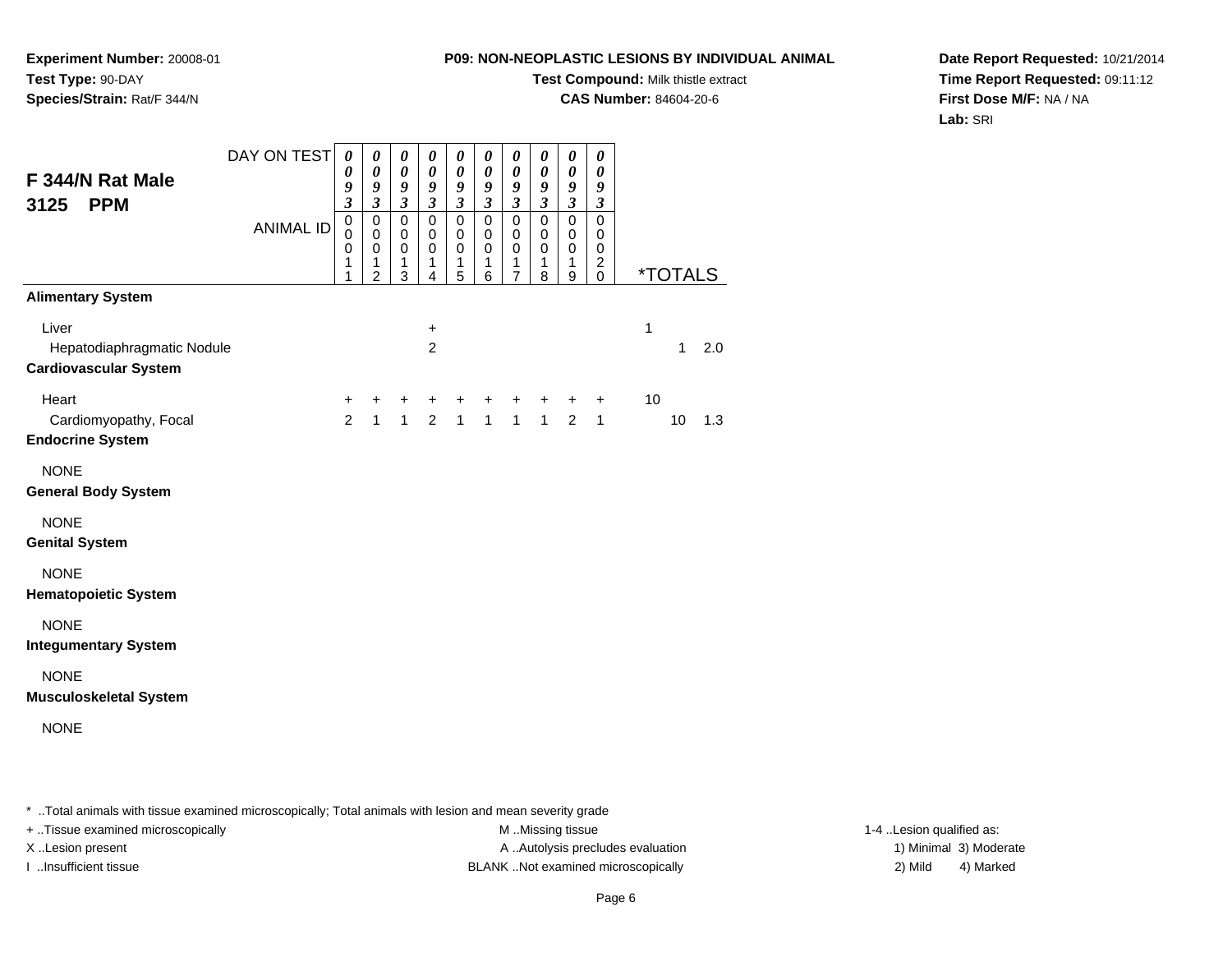**Experiment Number:** 20008-01
**Test Type:** 90-DAY
**Species/Strain:** Rat/F 344/N

**P09: NON-NEOPLASTIC LESIONS BY INDIVIDUAL ANIMAL**
**Test Compound:** Milk thistle extract
**CAS Number:** 84604-20-6

**Date Report Requested:** 10/21/2014
**Time Report Requested:** 09:11:12
**First Dose M/F:** NA / NA
**Lab:** SRI

## F 344/N Rat Male 3125 PPM

| DAY ON TEST | 0093 | 0093 | 0093 | 0093 | 0093 | 0093 | 0093 | 0093 | 0093 | 0093 | | | |
|---|---|---|---|---|---|---|---|---|---|---|---|---|---|
| **ANIMAL ID** | 00011 | 00012 | 00013 | 00014 | 00015 | 00016 | 00017 | 00018 | 00019 | 00020 | ***TOTALS** | | |
| **Alimentary System** | | | | | | | | | | | | | |
| Liver | | | | + | | | | | | | 1 | | |
| Hepatodiaphragmatic Nodule | | | | 2 | | | | | | | | 1 | 2.0 |
| **Cardiovascular System** | | | | | | | | | | | | | |
| Heart | + | + | + | + | + | + | + | + | + | + | 10 | | |
| Cardiomyopathy, Focal | 2 | 1 | 1 | 2 | 1 | 1 | 1 | 1 | 2 | 1 | | 10 | 1.3 |
| **Endocrine System** | | | | | | | | | | | | | |
| NONE | | | | | | | | | | | | | |
| **General Body System** | | | | | | | | | | | | | |
| NONE | | | | | | | | | | | | | |
| **Genital System** | | | | | | | | | | | | | |
| NONE | | | | | | | | | | | | | |
| **Hematopoietic System** | | | | | | | | | | | | | |
| NONE | | | | | | | | | | | | | |
| **Integumentary System** | | | | | | | | | | | | | |
| NONE | | | | | | | | | | | | | |
| **Musculoskeletal System** | | | | | | | | | | | | | |
| NONE | | | | | | | | | | | | | |

* ..Total animals with tissue examined microscopically; Total animals with lesion and mean severity grade
+ ..Tissue examined microscopically
X ..Lesion present
I ..Insufficient tissue

M ..Missing tissue
A ..Autolysis precludes evaluation
BLANK ..Not examined microscopically

1-4 ..Lesion qualified as:
1) Minimal 3) Moderate
2) Mild 4) Marked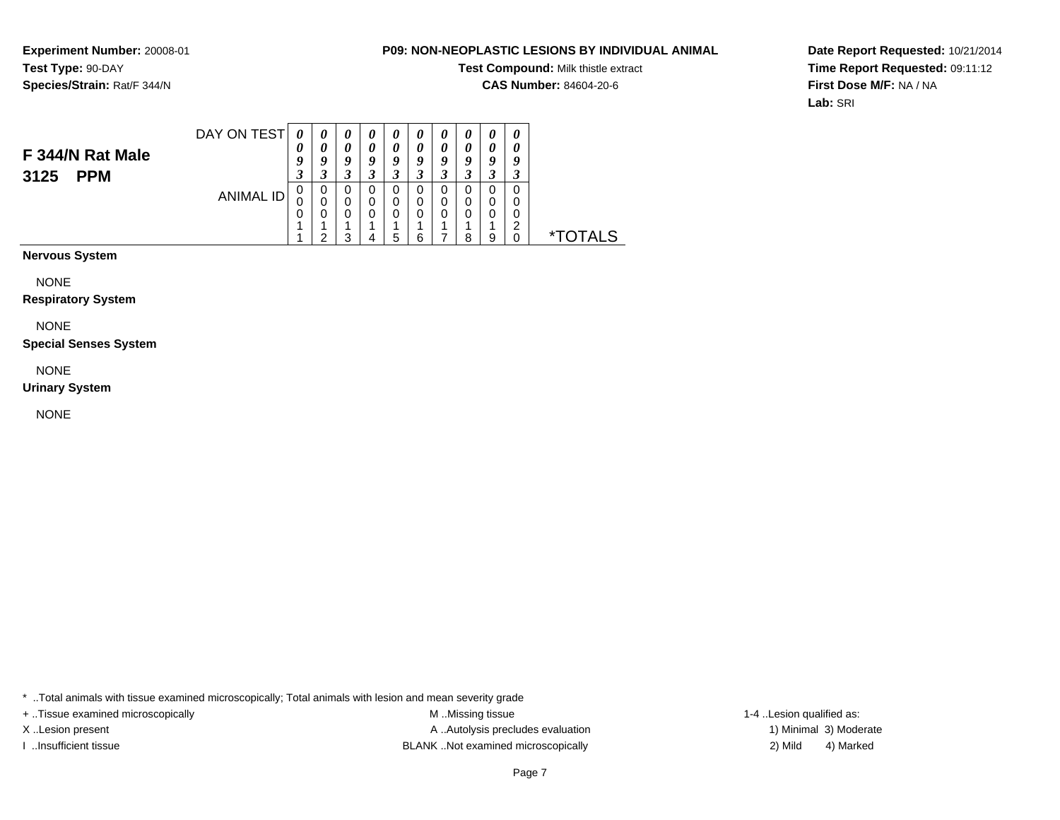**Experiment Number:** 20008-01
**Test Type:** 90-DAY
**Species/Strain:** Rat/F 344/N

**P09: NON-NEOPLASTIC LESIONS BY INDIVIDUAL ANIMAL**
**Test Compound:** Milk thistle extract
**CAS Number:** 84604-20-6

**Date Report Requested:** 10/21/2014
**Time Report Requested:** 09:11:12
**First Dose M/F:** NA / NA
**Lab:** SRI

## F 344/N Rat Male
## 3125 PPM

| DAY ON TEST | 0093 | 0093 | 0093 | 0093 | 0093 | 0093 | 0093 | 0093 | 0093 | 0093 | |
|---|---|---|---|---|---|---|---|---|---|---|---|
| ANIMAL ID | 00011 | 00012 | 00013 | 00014 | 00015 | 00016 | 00017 | 00018 | 00019 | 00020 | *TOTALS |
| **Nervous System** | | | | | | | | | | | |
| NONE | | | | | | | | | | | |
| **Respiratory System** | | | | | | | | | | | |
| NONE | | | | | | | | | | | |
| **Special Senses System** | | | | | | | | | | | |
| NONE | | | | | | | | | | | |
| **Urinary System** | | | | | | | | | | | |
| NONE | | | | | | | | | | | |

* ..Total animals with tissue examined microscopically; Total animals with lesion and mean severity grade

+ ..Tissue examined microscopically
X ..Lesion present
I ..Insufficient tissue

M ..Missing tissue
A ..Autolysis precludes evaluation
BLANK ..Not examined microscopically

1-4 ..Lesion qualified as:
1) Minimal 3) Moderate
2) Mild 4) Marked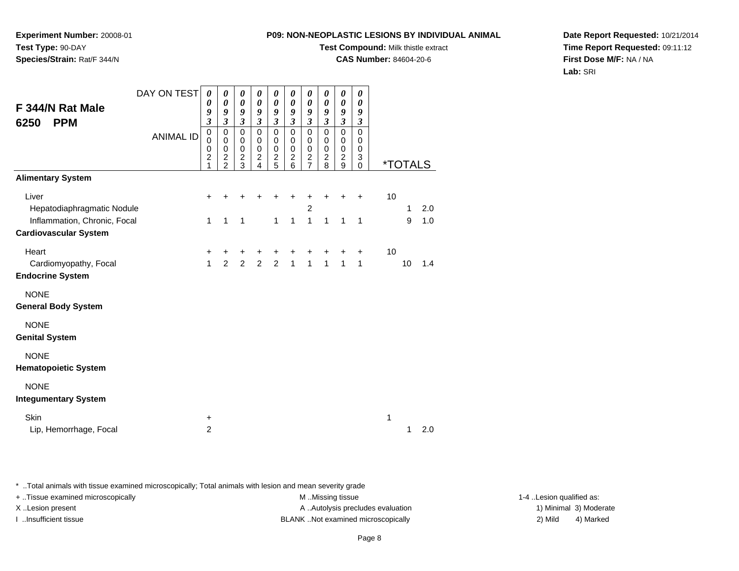**Experiment Number:** 20008-01
**Test Type:** 90-DAY
**Species/Strain:** Rat/F 344/N

**P09: NON-NEOPLASTIC LESIONS BY INDIVIDUAL ANIMAL**
**Test Compound:** Milk thistle extract
**CAS Number:** 84604-20-6

**Date Report Requested:** 10/21/2014
**Time Report Requested:** 09:11:12
**First Dose M/F:** NA / NA
**Lab:** SRI

## F 344/N Rat Male 6250 PPM

| DAY ON TEST | 0093 | 0093 | 0093 | 0093 | 0093 | 0093 | 0093 | 0093 | 0093 | 0093 | *TOTALS | | |
|---|---|---|---|---|---|---|---|---|---|---|---|---|---|
| ANIMAL ID | 00021 | 00022 | 00023 | 00024 | 00025 | 00026 | 00027 | 00028 | 00029 | 00030 | | | |
| **Alimentary System** | | | | | | | | | | | | | |
| Liver | + | + | + | + | + | + | + | + | + | + | 10 | | |
| Hepatodiaphragmatic Nodule | | | | | | | 2 | | | | | 1 | 2.0 |
| Inflammation, Chronic, Focal | 1 | 1 | 1 | | 1 | 1 | 1 | 1 | 1 | 1 | | 9 | 1.0 |
| **Cardiovascular System** | | | | | | | | | | | | | |
| Heart | + | + | + | + | + | + | + | + | + | + | 10 | | |
| Cardiomyopathy, Focal | 1 | 2 | 2 | 2 | 2 | 1 | 1 | 1 | 1 | 1 | | 10 | 1.4 |
| **Endocrine System** | | | | | | | | | | | | | |
| NONE | | | | | | | | | | | | | |
| **General Body System** | | | | | | | | | | | | | |
| NONE | | | | | | | | | | | | | |
| **Genital System** | | | | | | | | | | | | | |
| NONE | | | | | | | | | | | | | |
| **Hematopoietic System** | | | | | | | | | | | | | |
| NONE | | | | | | | | | | | | | |
| **Integumentary System** | | | | | | | | | | | | | |
| Skin | + | | | | | | | | | | 1 | | |
| Lip, Hemorrhage, Focal | 2 | | | | | | | | | | | 1 | 2.0 |

* ..Total animals with tissue examined microscopically; Total animals with lesion and mean severity grade
+ ..Tissue examined microscopically
X ..Lesion present
I ..Insufficient tissue

M ..Missing tissue
A ..Autolysis precludes evaluation
BLANK ..Not examined microscopically

1-4 ..Lesion qualified as:
1) Minimal 3) Moderate
2) Mild 4) Marked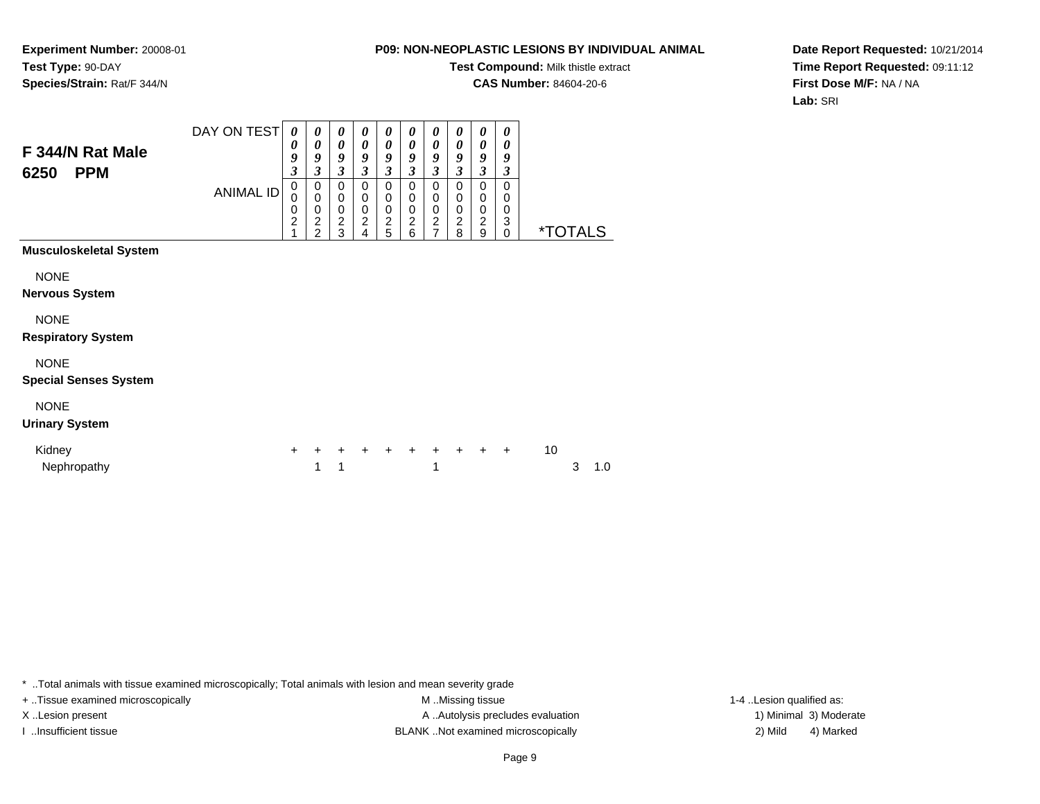**Experiment Number:** 20008-01
**Test Type:** 90-DAY
**Species/Strain:** Rat/F 344/N

**P09: NON-NEOPLASTIC LESIONS BY INDIVIDUAL ANIMAL**
**Test Compound:** Milk thistle extract
**CAS Number:** 84604-20-6

**Date Report Requested:** 10/21/2014
**Time Report Requested:** 09:11:12
**First Dose M/F:** NA / NA
**Lab:** SRI

## F 344/N Rat Male 6250 PPM

| DAY ON TEST | 0093 | 0093 | 0093 | 0093 | 0093 | 0093 | 0093 | 0093 | 0093 | 0093 | | | |
|---|---|---|---|---|---|---|---|---|---|---|---|---|---|
| **ANIMAL ID** | 00021 | 00022 | 00023 | 00024 | 00025 | 00026 | 00027 | 00028 | 00029 | 00030 | ***TOTALS** | | |
| **Musculoskeletal System** | | | | | | | | | | | | | |
| NONE | | | | | | | | | | | | | |
| **Nervous System** | | | | | | | | | | | | | |
| NONE | | | | | | | | | | | | | |
| **Respiratory System** | | | | | | | | | | | | | |
| NONE | | | | | | | | | | | | | |
| **Special Senses System** | | | | | | | | | | | | | |
| NONE | | | | | | | | | | | | | |
| **Urinary System** | | | | | | | | | | | | | |
| Kidney | + | + | + | + | + | + | + | + | + | + | 10 | | |
| Nephropathy | | 1 | 1 | | | | 1 | | | | | 3 | 1.0 |

* ..Total animals with tissue examined microscopically; Total animals with lesion and mean severity grade
+ ..Tissue examined microscopically
X ..Lesion present
I ..Insufficient tissue
M ..Missing tissue
A ..Autolysis precludes evaluation
BLANK ..Not examined microscopically
1-4 ..Lesion qualified as:
1) Minimal 2) Mild 3) Moderate 4) Marked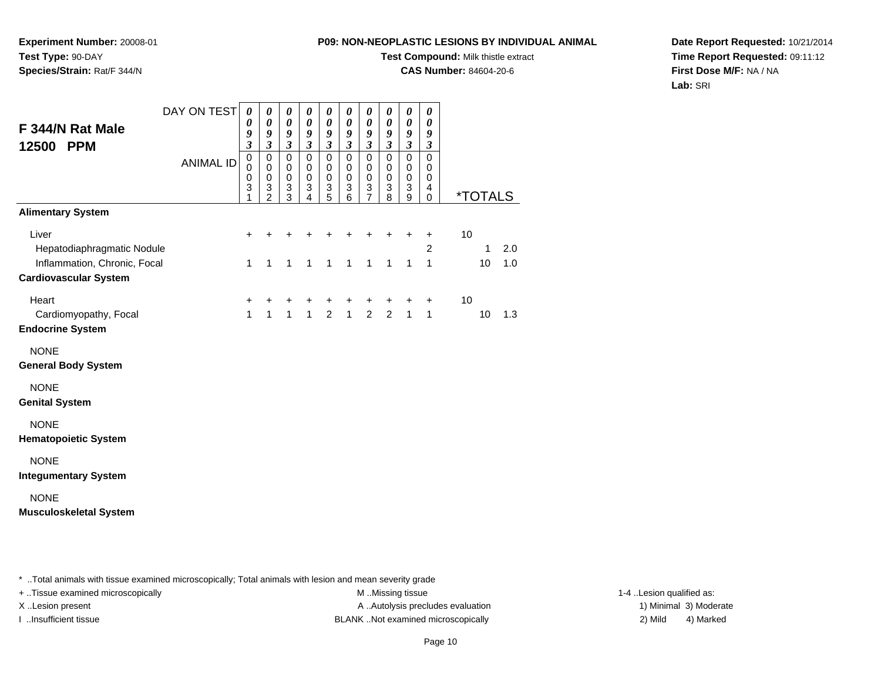**Experiment Number:** 20008-01
**Test Type:** 90-DAY
**Species/Strain:** Rat/F 344/N

**P09: NON-NEOPLASTIC LESIONS BY INDIVIDUAL ANIMAL**
**Test Compound:** Milk thistle extract
**CAS Number:** 84604-20-6

**Date Report Requested:** 10/21/2014
**Time Report Requested:** 09:11:12
**First Dose M/F:** NA / NA
**Lab:** SRI

## F 344/N Rat Male 12500 PPM

| DAY ON TEST | 0093 | 0093 | 0093 | 0093 | 0093 | 0093 | 0093 | 0093 | 0093 | 0093 | *TOTALS | | |
|---|---|---|---|---|---|---|---|---|---|---|---|---|---|
| ANIMAL ID | 00031 | 00032 | 00033 | 00034 | 00035 | 00036 | 00037 | 00038 | 00039 | 00040 | | | |
| **Alimentary System** | | | | | | | | | | | | | |
| Liver | + | + | + | + | + | + | + | + | + | + | 10 | | |
| Hepatodiaphragmatic Nodule | | | | | | | | | | 2 | | 1 | 2.0 |
| Inflammation, Chronic, Focal | 1 | 1 | 1 | 1 | 1 | 1 | 1 | 1 | 1 | 1 | | 10 | 1.0 |
| **Cardiovascular System** | | | | | | | | | | | | | |
| Heart | + | + | + | + | + | + | + | + | + | + | 10 | | |
| Cardiomyopathy, Focal | 1 | 1 | 1 | 1 | 2 | 1 | 2 | 2 | 1 | 1 | | 10 | 1.3 |
| **Endocrine System** | | | | | | | | | | | | | |
| NONE | | | | | | | | | | | | | |
| **General Body System** | | | | | | | | | | | | | |
| NONE | | | | | | | | | | | | | |
| **Genital System** | | | | | | | | | | | | | |
| NONE | | | | | | | | | | | | | |
| **Hematopoietic System** | | | | | | | | | | | | | |
| NONE | | | | | | | | | | | | | |
| **Integumentary System** | | | | | | | | | | | | | |
| NONE | | | | | | | | | | | | | |
| **Musculoskeletal System** | | | | | | | | | | | | | |

* ..Total animals with tissue examined microscopically; Total animals with lesion and mean severity grade
+ ..Tissue examined microscopically
X ..Lesion present
I ..Insufficient tissue
M ..Missing tissue
A ..Autolysis precludes evaluation
BLANK ..Not examined microscopically
1-4 ..Lesion qualified as:
1) Minimal 3) Moderate
2) Mild 4) Marked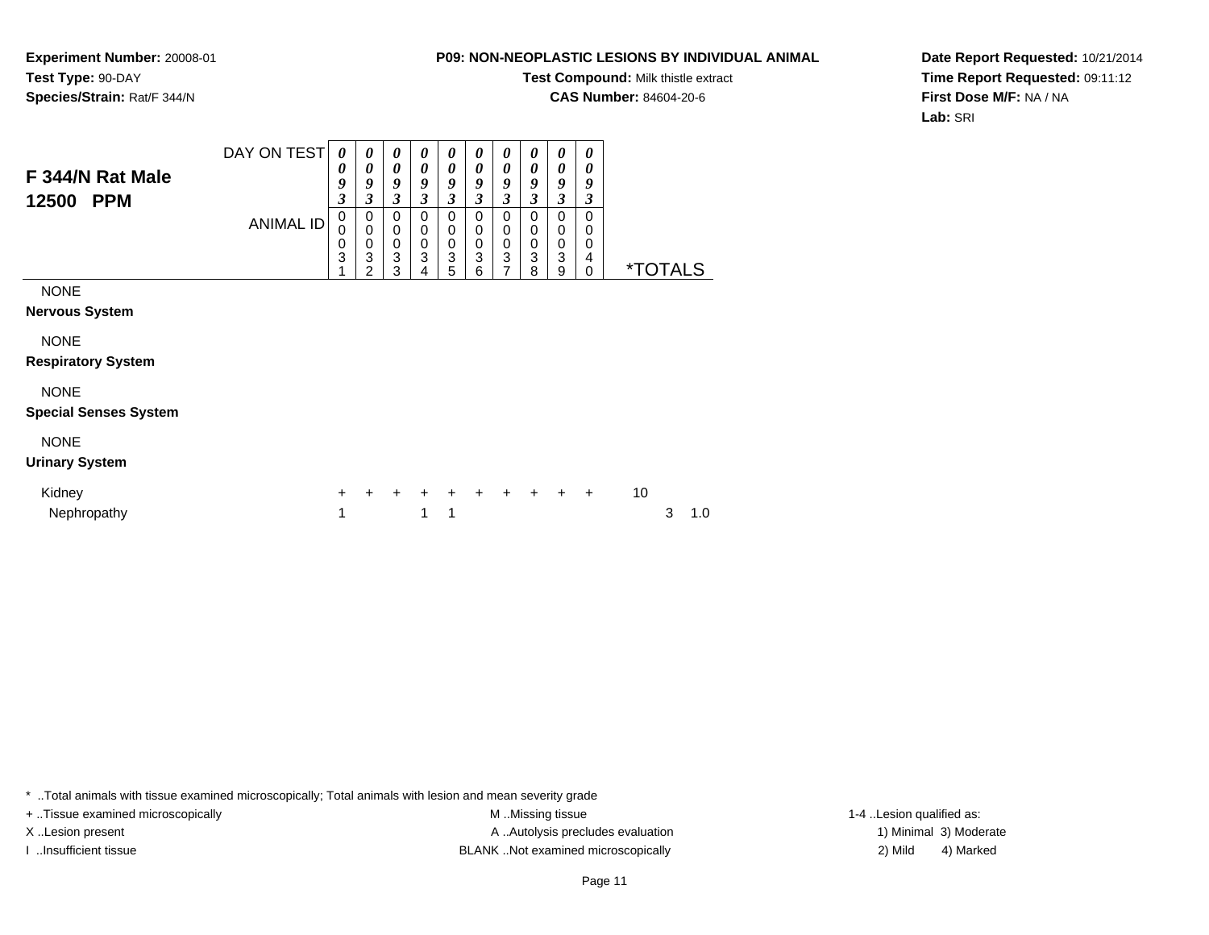**Experiment Number:** 20008-01
**Test Type:** 90-DAY
**Species/Strain:** Rat/F 344/N

**P09: NON-NEOPLASTIC LESIONS BY INDIVIDUAL ANIMAL**
**Test Compound:** Milk thistle extract
**CAS Number:** 84604-20-6

**Date Report Requested:** 10/21/2014
**Time Report Requested:** 09:11:12
**First Dose M/F:** NA / NA
**Lab:** SRI

## F 344/N Rat Male 12500 PPM

| | | | | | | | | | | | | |
|---|---|---|---|---|---|---|---|---|---|---|---|---|
| DAY ON TEST | 0093 | 0093 | 0093 | 0093 | 0093 | 0093 | 0093 | 0093 | 0093 | 0093 | | |
| ANIMAL ID | 00031 | 00032 | 00033 | 00034 | 00035 | 00036 | 00037 | 00038 | 00039 | 00040 | *TOTALS | |
| NONE | | | | | | | | | | | | |
| **Nervous System** | | | | | | | | | | | | |
| NONE | | | | | | | | | | | | |
| **Respiratory System** | | | | | | | | | | | | |
| NONE | | | | | | | | | | | | |
| **Special Senses System** | | | | | | | | | | | | |
| NONE | | | | | | | | | | | | |
| **Urinary System** | | | | | | | | | | | | |
| Kidney | + | + | + | + | + | + | + | + | + | + | 10 | |
| Nephropathy | 1 | | | 1 | 1 | | | | | | 3 | 1.0 |

* ..Total animals with tissue examined microscopically; Total animals with lesion and mean severity grade
+ ..Tissue examined microscopically
X ..Lesion present
I ..Insufficient tissue
M ..Missing tissue
A ..Autolysis precludes evaluation
BLANK ..Not examined microscopically
1-4 ..Lesion qualified as:
1) Minimal 2) Mild 3) Moderate 4) Marked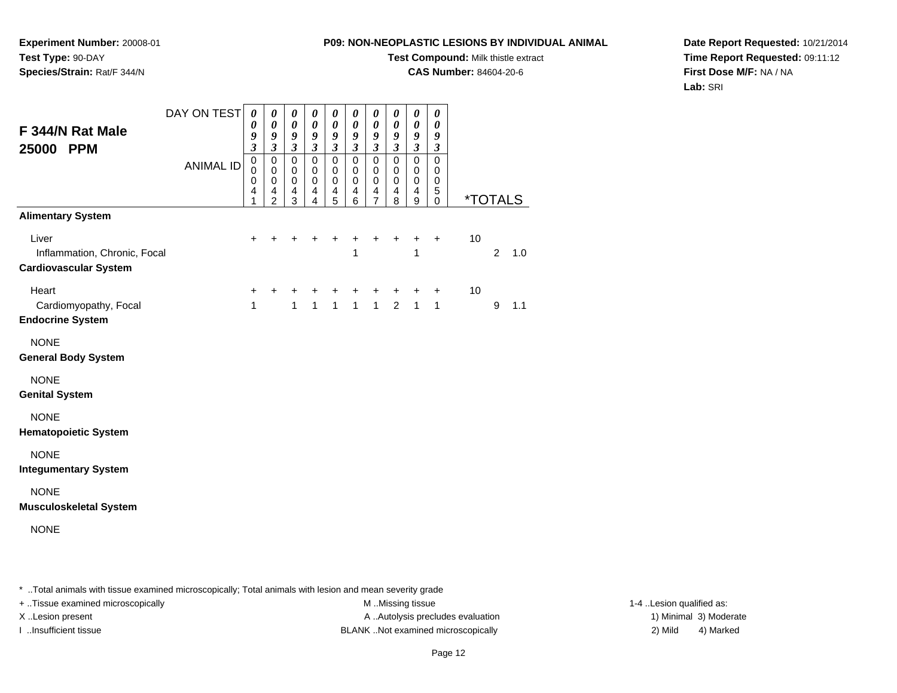**Experiment Number:** 20008-01
**Test Type:** 90-DAY
**Species/Strain:** Rat/F 344/N

**P09: NON-NEOPLASTIC LESIONS BY INDIVIDUAL ANIMAL**
**Test Compound:** Milk thistle extract
**CAS Number:** 84604-20-6

**Date Report Requested:** 10/21/2014
**Time Report Requested:** 09:11:12
**First Dose M/F:** NA / NA
**Lab:** SRI

## F 344/N Rat Male 25000 PPM

| DAY ON TEST | 0093 | 0093 | 0093 | 0093 | 0093 | 0093 | 0093 | 0093 | 0093 | 0093 | | | |
|---|---|---|---|---|---|---|---|---|---|---|---|---|---|
| ANIMAL ID | 00041 | 00042 | 00043 | 00044 | 00045 | 00046 | 00047 | 00048 | 00049 | 00050 | *TOTALS | | |
| **Alimentary System** | | | | | | | | | | | | | |
| Liver | + | + | + | + | + | + | + | + | + | + | 10 | | |
| Inflammation, Chronic, Focal | | | | | | 1 | | | 1 | | | 2 | 1.0 |
| **Cardiovascular System** | | | | | | | | | | | | | |
| Heart | + | + | + | + | + | + | + | + | + | + | 10 | | |
| Cardiomyopathy, Focal | 1 | | 1 | 1 | 1 | 1 | 1 | 2 | 1 | 1 | | 9 | 1.1 |
| **Endocrine System** | | | | | | | | | | | | | |
| NONE | | | | | | | | | | | | | |
| **General Body System** | | | | | | | | | | | | | |
| NONE | | | | | | | | | | | | | |
| **Genital System** | | | | | | | | | | | | | |
| NONE | | | | | | | | | | | | | |
| **Hematopoietic System** | | | | | | | | | | | | | |
| NONE | | | | | | | | | | | | | |
| **Integumentary System** | | | | | | | | | | | | | |
| NONE | | | | | | | | | | | | | |
| **Musculoskeletal System** | | | | | | | | | | | | | |
| NONE | | | | | | | | | | | | | |

* ..Total animals with tissue examined microscopically; Total animals with lesion and mean severity grade
+ ..Tissue examined microscopically
X ..Lesion present
I ..Insufficient tissue

M ..Missing tissue
A ..Autolysis precludes evaluation
BLANK ..Not examined microscopically

1-4 ..Lesion qualified as:
1) Minimal 3) Moderate
2) Mild 4) Marked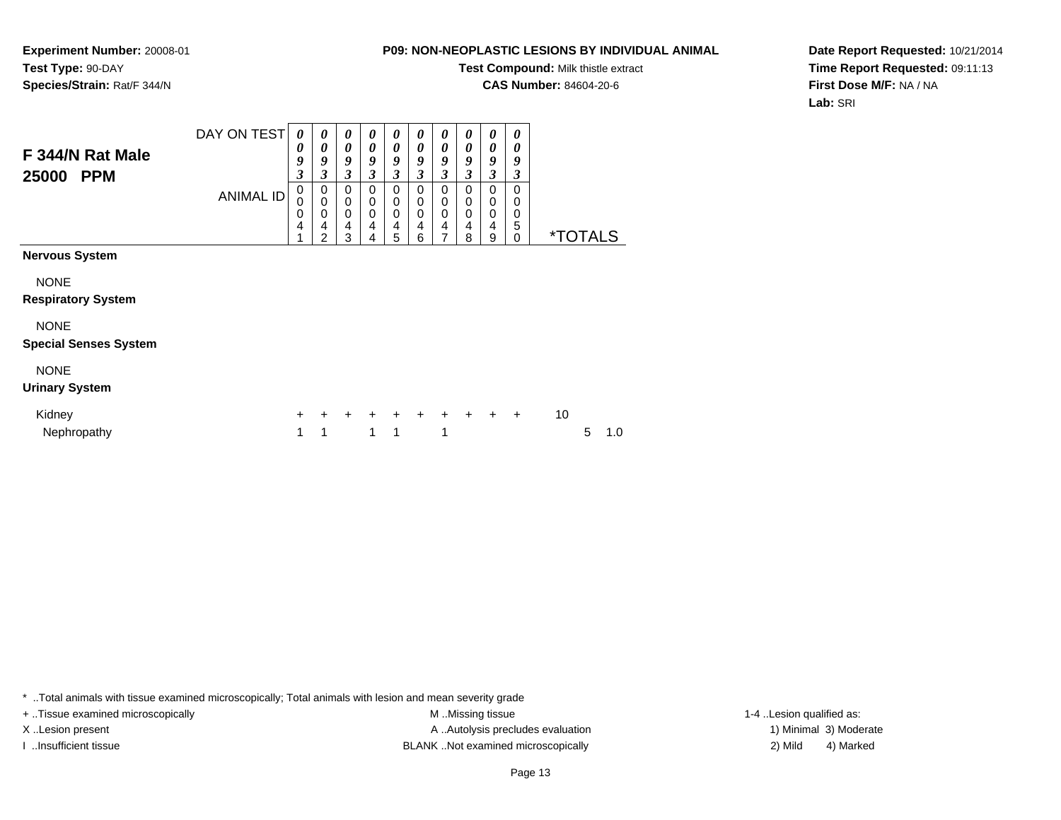**Experiment Number:** 20008-01
**Test Type:** 90-DAY
**Species/Strain:** Rat/F 344/N

**P09: NON-NEOPLASTIC LESIONS BY INDIVIDUAL ANIMAL**
**Test Compound:** Milk thistle extract
**CAS Number:** 84604-20-6

**Date Report Requested:** 10/21/2014
**Time Report Requested:** 09:11:13
**First Dose M/F:** NA / NA
**Lab:** SRI

## F 344/N Rat Male 25000 PPM

| DAY ON TEST | 0093 | 0093 | 0093 | 0093 | 0093 | 0093 | 0093 | 0093 | 0093 | 0093 | | |
|---|---|---|---|---|---|---|---|---|---|---|---|---|
| ANIMAL ID | 00041 | 00042 | 00043 | 00044 | 00045 | 00046 | 00047 | 00048 | 00049 | 00050 | *TOTALS | |
| **Nervous System** | | | | | | | | | | | | |
| NONE | | | | | | | | | | | | |
| **Respiratory System** | | | | | | | | | | | | |
| NONE | | | | | | | | | | | | |
| **Special Senses System** | | | | | | | | | | | | |
| NONE | | | | | | | | | | | | |
| **Urinary System** | | | | | | | | | | | | |
| Kidney | + | + | + | + | + | + | + | + | + | + | 10 | |
| Nephropathy | 1 | 1 | | 1 | 1 | | 1 | | | | 5 | 1.0 |

* ..Total animals with tissue examined microscopically; Total animals with lesion and mean severity grade
+ ..Tissue examined microscopically
X ..Lesion present
I ..Insufficient tissue
M ..Missing tissue
A ..Autolysis precludes evaluation
BLANK ..Not examined microscopically
1-4 ..Lesion qualified as:
1) Minimal 3) Moderate
2) Mild 4) Marked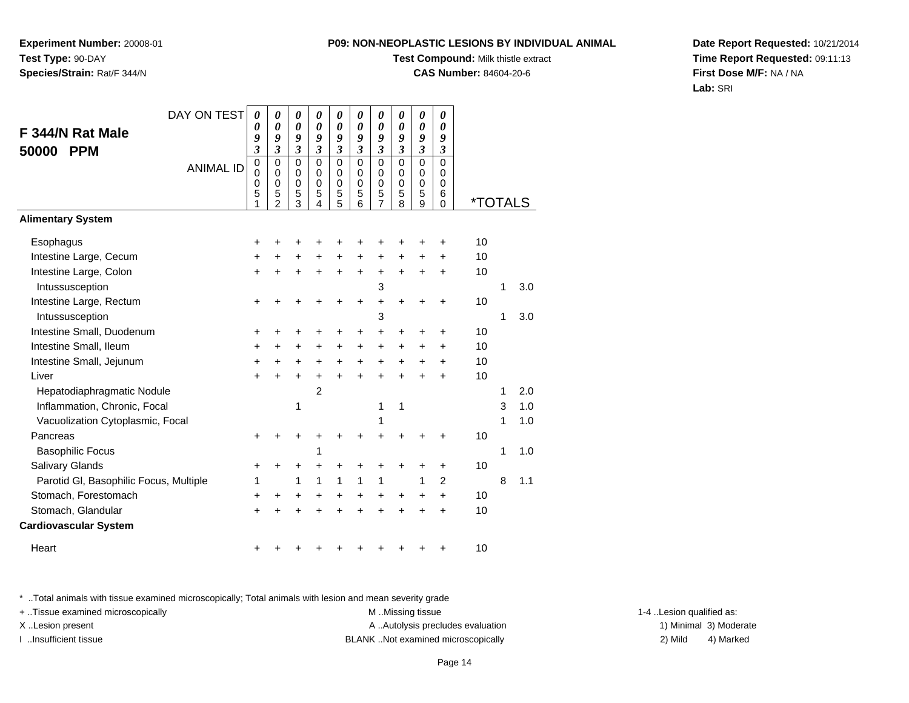**Experiment Number:** 20008-01
**Test Type:** 90-DAY
**Species/Strain:** Rat/F 344/N

**P09: NON-NEOPLASTIC LESIONS BY INDIVIDUAL ANIMAL**
**Test Compound:** Milk thistle extract
**CAS Number:** 84604-20-6

**Date Report Requested:** 10/21/2014
**Time Report Requested:** 09:11:13
**First Dose M/F:** NA / NA
**Lab:** SRI

## F 344/N Rat Male 50000 PPM

| DAY ON TEST | 0093 | 0093 | 0093 | 0093 | 0093 | 0093 | 0093 | 0093 | 0093 | 0093 | | | |
|---|---|---|---|---|---|---|---|---|---|---|---|---|---|
| ANIMAL ID | 00051 | 00052 | 00053 | 00054 | 00055 | 00056 | 00057 | 00058 | 00059 | 00060 | *TOTALS | | |
| **Alimentary System** | | | | | | | | | | | | | |
| Esophagus | + | + | + | + | + | + | + | + | + | + | 10 | | |
| Intestine Large, Cecum | + | + | + | + | + | + | + | + | + | + | 10 | | |
| Intestine Large, Colon | + | + | + | + | + | + | + | + | + | + | 10 | | |
| Intussusception | | | | | | | 3 | | | | | 1 | 3.0 |
| Intestine Large, Rectum | + | + | + | + | + | + | + | + | + | + | 10 | | |
| Intussusception | | | | | | | 3 | | | | | 1 | 3.0 |
| Intestine Small, Duodenum | + | + | + | + | + | + | + | + | + | + | 10 | | |
| Intestine Small, Ileum | + | + | + | + | + | + | + | + | + | + | 10 | | |
| Intestine Small, Jejunum | + | + | + | + | + | + | + | + | + | + | 10 | | |
| Liver | + | + | + | + | + | + | + | + | + | + | 10 | | |
| Hepatodiaphragmatic Nodule | | | | 2 | | | | | | | | 1 | 2.0 |
| Inflammation, Chronic, Focal | | | 1 | | | | 1 | 1 | | | | 3 | 1.0 |
| Vacuolization Cytoplasmic, Focal | | | | | | | 1 | | | | | 1 | 1.0 |
| Pancreas | + | + | + | + | + | + | + | + | + | + | 10 | | |
| Basophilic Focus | | | | 1 | | | | | | | | 1 | 1.0 |
| Salivary Glands | + | + | + | + | + | + | + | + | + | + | 10 | | |
| Parotid Gl, Basophilic Focus, Multiple | 1 | | 1 | 1 | 1 | 1 | 1 | | 1 | 2 | | 8 | 1.1 |
| Stomach, Forestomach | + | + | + | + | + | + | + | + | + | + | 10 | | |
| Stomach, Glandular | + | + | + | + | + | + | + | + | + | + | 10 | | |
| **Cardiovascular System** | | | | | | | | | | | | | |
| Heart | + | + | + | + | + | + | + | + | + | + | 10 | | |

\* ..Total animals with tissue examined microscopically; Total animals with lesion and mean severity grade
+ ..Tissue examined microscopically
X ..Lesion present
I ..Insufficient tissue
M ..Missing tissue
A ..Autolysis precludes evaluation
BLANK ..Not examined microscopically
1-4 ..Lesion qualified as:
1) Minimal 2) Mild 3) Moderate 4) Marked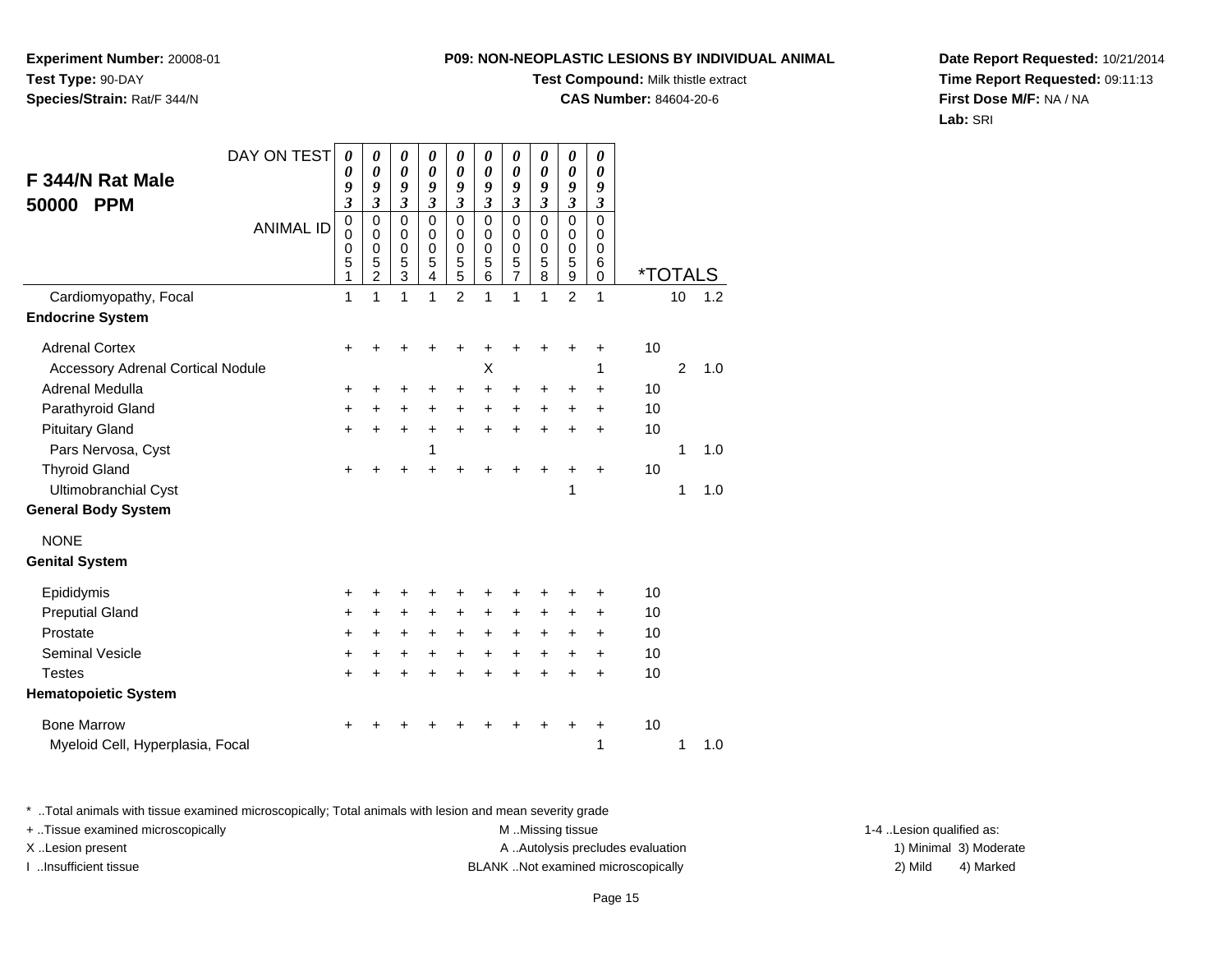**Experiment Number:** 20008-01
**Test Type:** 90-DAY
**Species/Strain:** Rat/F 344/N

**P09: NON-NEOPLASTIC LESIONS BY INDIVIDUAL ANIMAL**
**Test Compound:** Milk thistle extract
**CAS Number:** 84604-20-6

**Date Report Requested:** 10/21/2014
**Time Report Requested:** 09:11:13
**First Dose M/F:** NA / NA
**Lab:** SRI

## F 344/N Rat Male 50000 PPM

| DAY ON TEST | 0093 | 0093 | 0093 | 0093 | 0093 | 0093 | 0093 | 0093 | 0093 | 0093 | | | |
|---|---|---|---|---|---|---|---|---|---|---|---|---|---|
| ANIMAL ID | 00051 | 00052 | 00053 | 00054 | 00055 | 00056 | 00057 | 00058 | 00059 | 00060 | *TOTALS | | |
| Cardiomyopathy, Focal | 1 | 1 | 1 | 1 | 2 | 1 | 1 | 1 | 2 | 1 | | 10 | 1.2 |
| **Endocrine System** | | | | | | | | | | | | | |
| Adrenal Cortex | + | + | + | + | + | + | + | + | + | + | 10 | | |
| Accessory Adrenal Cortical Nodule | | | | | | X | | | | 1 | | 2 | 1.0 |
| Adrenal Medulla | + | + | + | + | + | + | + | + | + | + | 10 | | |
| Parathyroid Gland | + | + | + | + | + | + | + | + | + | + | 10 | | |
| Pituitary Gland | + | + | + | + | + | + | + | + | + | + | 10 | | |
| Pars Nervosa, Cyst | | | | 1 | | | | | | | | 1 | 1.0 |
| Thyroid Gland | + | + | + | + | + | + | + | + | + | + | 10 | | |
| Ultimobranchial Cyst | | | | | | | | | 1 | | | 1 | 1.0 |
| **General Body System** | | | | | | | | | | | | | |
| NONE | | | | | | | | | | | | | |
| **Genital System** | | | | | | | | | | | | | |
| Epididymis | + | + | + | + | + | + | + | + | + | + | 10 | | |
| Preputial Gland | + | + | + | + | + | + | + | + | + | + | 10 | | |
| Prostate | + | + | + | + | + | + | + | + | + | + | 10 | | |
| Seminal Vesicle | + | + | + | + | + | + | + | + | + | + | 10 | | |
| Testes | + | + | + | + | + | + | + | + | + | + | 10 | | |
| **Hematopoietic System** | | | | | | | | | | | | | |
| Bone Marrow | + | + | + | + | + | + | + | + | + | + | 10 | | |
| Myeloid Cell, Hyperplasia, Focal | | | | | | | | | | 1 | | 1 | 1.0 |

* ..Total animals with tissue examined microscopically; Total animals with lesion and mean severity grade
+ ..Tissue examined microscopically
X ..Lesion present
I ..Insufficient tissue

M ..Missing tissue
A ..Autolysis precludes evaluation
BLANK ..Not examined microscopically

1-4 ..Lesion qualified as:
1) Minimal 3) Moderate
2) Mild 4) Marked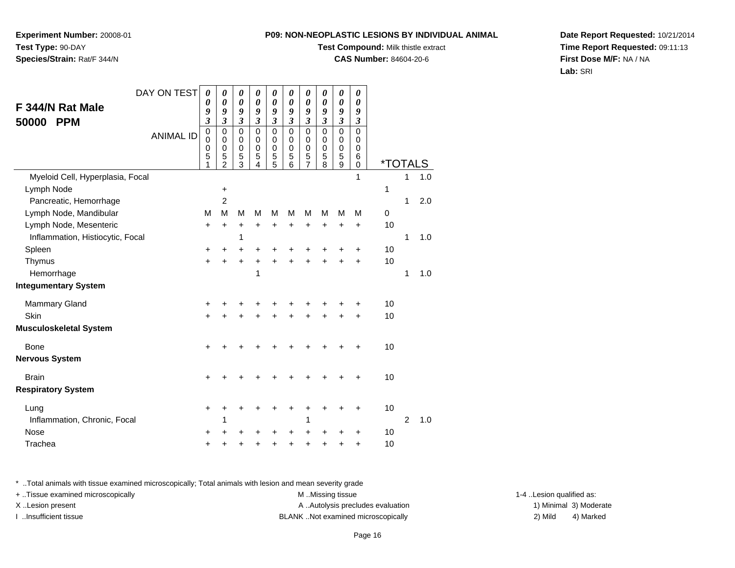**Experiment Number:** 20008-01
**Test Type:** 90-DAY
**Species/Strain:** Rat/F 344/N

**P09: NON-NEOPLASTIC LESIONS BY INDIVIDUAL ANIMAL**
**Test Compound:** Milk thistle extract
**CAS Number:** 84604-20-6

**Date Report Requested:** 10/21/2014
**Time Report Requested:** 09:11:13
**First Dose M/F:** NA / NA
**Lab:** SRI

## F 344/N Rat Male 50000 PPM

| DAY ON TEST | 0093 | 0093 | 0093 | 0093 | 0093 | 0093 | 0093 | 0093 | 0093 | 0093 | | | |
|---|---|---|---|---|---|---|---|---|---|---|---|---|---|
| ANIMAL ID | 00051 | 00052 | 00053 | 00054 | 00055 | 00056 | 00057 | 00058 | 00059 | 00060 | *TOTALS | | |
| Myeloid Cell, Hyperplasia, Focal | | | | | | | | | | 1 | | 1 | 1.0 |
| Lymph Node | | + | | | | | | | | | 1 | | |
| Pancreatic, Hemorrhage | | 2 | | | | | | | | | | 1 | 2.0 |
| Lymph Node, Mandibular | M | M | M | M | M | M | M | M | M | M | 0 | | |
| Lymph Node, Mesenteric | + | + | + | + | + | + | + | + | + | + | 10 | | |
| Inflammation, Histiocytic, Focal | | | 1 | | | | | | | | | 1 | 1.0 |
| Spleen | + | + | + | + | + | + | + | + | + | + | 10 | | |
| Thymus | + | + | + | + | + | + | + | + | + | + | 10 | | |
| Hemorrhage | | | | 1 | | | | | | | | 1 | 1.0 |
| **Integumentary System** | | | | | | | | | | | | | |
| Mammary Gland | + | + | + | + | + | + | + | + | + | + | 10 | | |
| Skin | + | + | + | + | + | + | + | + | + | + | 10 | | |
| **Musculoskeletal System** | | | | | | | | | | | | | |
| Bone | + | + | + | + | + | + | + | + | + | + | 10 | | |
| **Nervous System** | | | | | | | | | | | | | |
| Brain | + | + | + | + | + | + | + | + | + | + | 10 | | |
| **Respiratory System** | | | | | | | | | | | | | |
| Lung | + | + | + | + | + | + | + | + | + | + | 10 | | |
| Inflammation, Chronic, Focal | | 1 | | | | | 1 | | | | | 2 | 1.0 |
| Nose | + | + | + | + | + | + | + | + | + | + | 10 | | |
| Trachea | + | + | + | + | + | + | + | + | + | + | 10 | | |

* ..Total animals with tissue examined microscopically; Total animals with lesion and mean severity grade
+ ..Tissue examined microscopically
X ..Lesion present
I ..Insufficient tissue

M ..Missing tissue
A ..Autolysis precludes evaluation
BLANK ..Not examined microscopically

1-4 ..Lesion qualified as:
1) Minimal 3) Moderate
2) Mild 4) Marked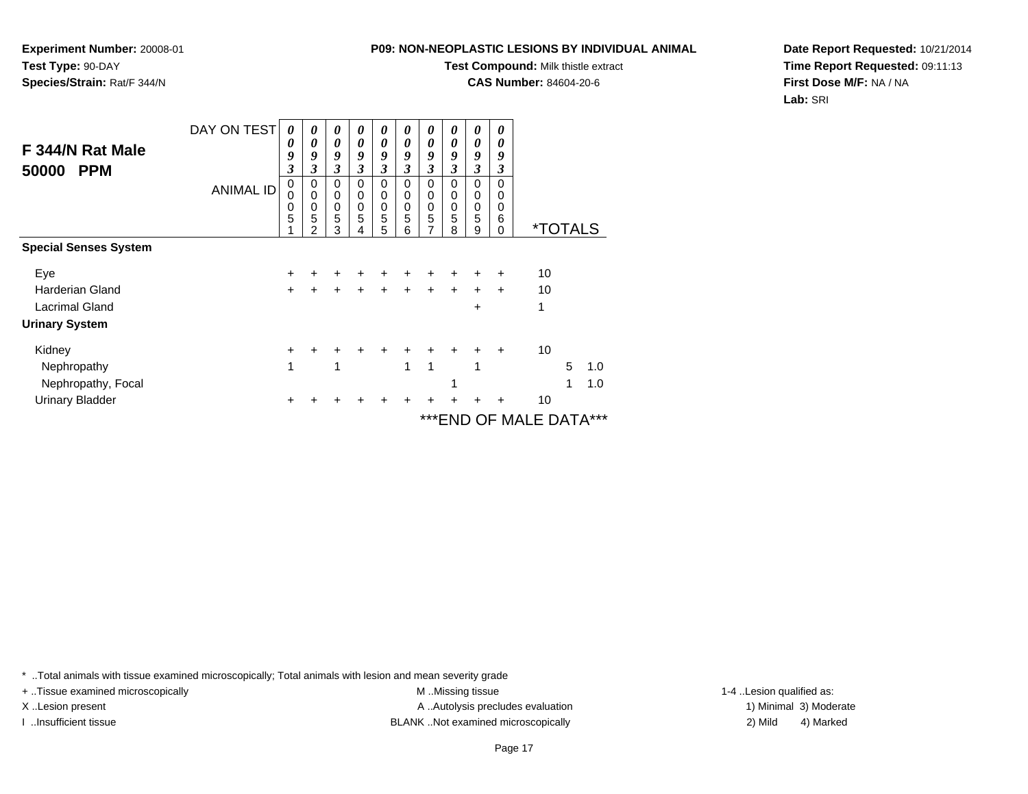**Experiment Number:** 20008-01
**Test Type:** 90-DAY
**Species/Strain:** Rat/F 344/N

**P09: NON-NEOPLASTIC LESIONS BY INDIVIDUAL ANIMAL**
**Test Compound:** Milk thistle extract
**CAS Number:** 84604-20-6

**Date Report Requested:** 10/21/2014
**Time Report Requested:** 09:11:13
**First Dose M/F:** NA / NA
**Lab:** SRI

## F 344/N Rat Male 50000 PPM

| DAY ON TEST | 0093 | 0093 | 0093 | 0093 | 0093 | 0093 | 0093 | 0093 | 0093 | 0093 | | | |
|---|---|---|---|---|---|---|---|---|---|---|---|---|---|
| ANIMAL ID | 00051 | 00052 | 00053 | 00054 | 00055 | 00056 | 00057 | 00058 | 00059 | 00060 | *TOTALS | | |
| **Special Senses System** | | | | | | | | | | | | | |
| Eye | + | + | + | + | + | + | + | + | + | + | 10 | | |
| Harderian Gland | + | + | + | + | + | + | + | + | + | + | 10 | | |
| Lacrimal Gland | | | | | | | | | + | | 1 | | |
| **Urinary System** | | | | | | | | | | | | | |
| Kidney | + | + | + | + | + | + | + | + | + | + | 10 | | |
| Nephropathy | 1 | | 1 | | | 1 | 1 | | 1 | | | 5 | 1.0 |
| Nephropathy, Focal | | | | | | | | 1 | | | | 1 | 1.0 |
| Urinary Bladder | + | + | + | + | + | + | + | + | + | + | 10 | | |

***END OF MALE DATA***

* ..Total animals with tissue examined microscopically; Total animals with lesion and mean severity grade
+ ..Tissue examined microscopically
X ..Lesion present
I ..Insufficient tissue
M ..Missing tissue
A ..Autolysis precludes evaluation
BLANK ..Not examined microscopically
1-4 ..Lesion qualified as:
1) Minimal 3) Moderate
2) Mild 4) Marked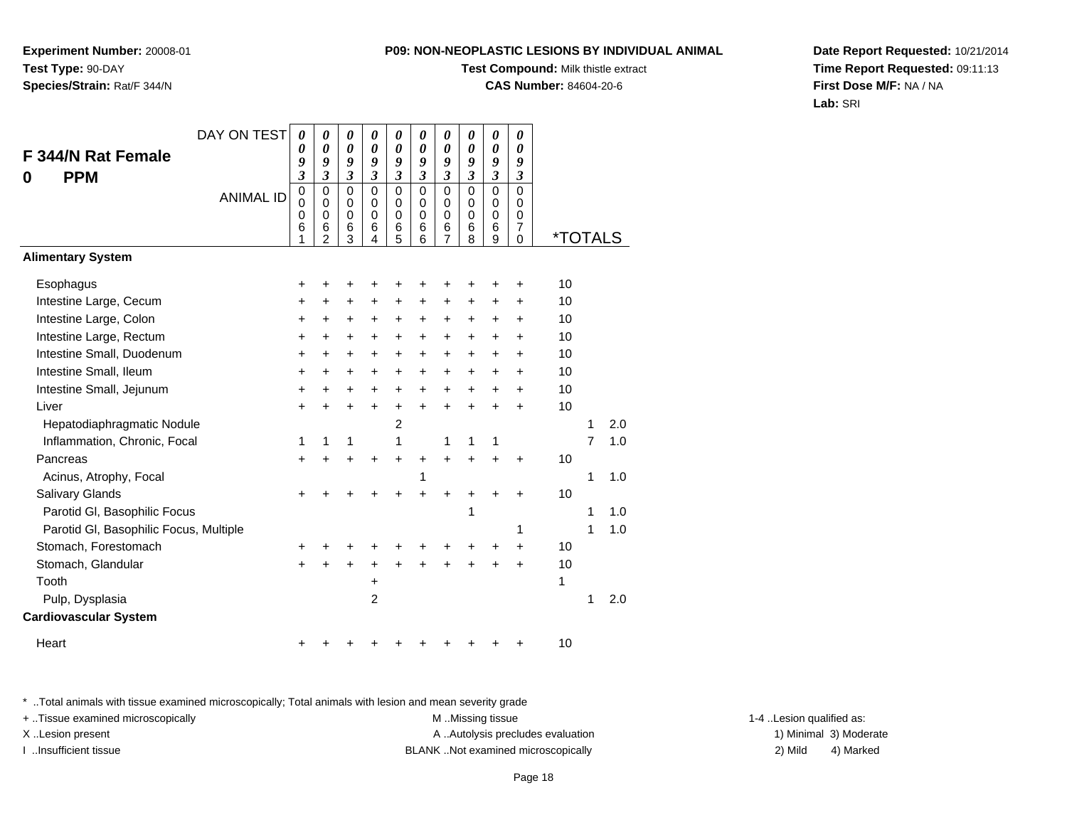**Experiment Number:** 20008-01
**Test Type:** 90-DAY
**Species/Strain:** Rat/F 344/N

**P09: NON-NEOPLASTIC LESIONS BY INDIVIDUAL ANIMAL**
**Test Compound:** Milk thistle extract
**CAS Number:** 84604-20-6

**Date Report Requested:** 10/21/2014
**Time Report Requested:** 09:11:13
**First Dose M/F:** NA / NA
**Lab:** SRI

## F 344/N Rat Female
## 0 PPM

| DAY ON TEST | 0093 | 0093 | 0093 | 0093 | 0093 | 0093 | 0093 | 0093 | 0093 | 0093 | | | |
|---|---|---|---|---|---|---|---|---|---|---|---|---|---|
| ANIMAL ID | 00061 | 00062 | 00063 | 00064 | 00065 | 00066 | 00067 | 00068 | 00069 | 00070 | *TOTALS | | |
| **Alimentary System** | | | | | | | | | | | | | |
| Esophagus | + | + | + | + | + | + | + | + | + | + | 10 | | |
| Intestine Large, Cecum | + | + | + | + | + | + | + | + | + | + | 10 | | |
| Intestine Large, Colon | + | + | + | + | + | + | + | + | + | + | 10 | | |
| Intestine Large, Rectum | + | + | + | + | + | + | + | + | + | + | 10 | | |
| Intestine Small, Duodenum | + | + | + | + | + | + | + | + | + | + | 10 | | |
| Intestine Small, Ileum | + | + | + | + | + | + | + | + | + | + | 10 | | |
| Intestine Small, Jejunum | + | + | + | + | + | + | + | + | + | + | 10 | | |
| Liver | + | + | + | + | + | + | + | + | + | + | 10 | | |
| Hepatodiaphragmatic Nodule | | | | | 2 | | | | | | | 1 | 2.0 |
| Inflammation, Chronic, Focal | 1 | 1 | 1 | | 1 | | 1 | 1 | 1 | | | 7 | 1.0 |
| Pancreas | + | + | + | + | + | + | + | + | + | + | 10 | | |
| Acinus, Atrophy, Focal | | | | | | 1 | | | | | | 1 | 1.0 |
| Salivary Glands | + | + | + | + | + | + | + | + | + | + | 10 | | |
| Parotid Gl, Basophilic Focus | | | | | | | | 1 | | | | 1 | 1.0 |
| Parotid Gl, Basophilic Focus, Multiple | | | | | | | | | | 1 | | 1 | 1.0 |
| Stomach, Forestomach | + | + | + | + | + | + | + | + | + | + | 10 | | |
| Stomach, Glandular | + | + | + | + | + | + | + | + | + | + | 10 | | |
| Tooth | | | | + | | | | | | | 1 | | |
| Pulp, Dysplasia | | | | 2 | | | | | | | | 1 | 2.0 |
| **Cardiovascular System** | | | | | | | | | | | | | |
| Heart | + | + | + | + | + | + | + | + | + | + | 10 | | |

* ..Total animals with tissue examined microscopically; Total animals with lesion and mean severity grade
+ ..Tissue examined microscopically
X ..Lesion present
I ..Insufficient tissue
M ..Missing tissue
A ..Autolysis precludes evaluation
BLANK ..Not examined microscopically
1-4 ..Lesion qualified as:
1) Minimal 3) Moderate
2) Mild 4) Marked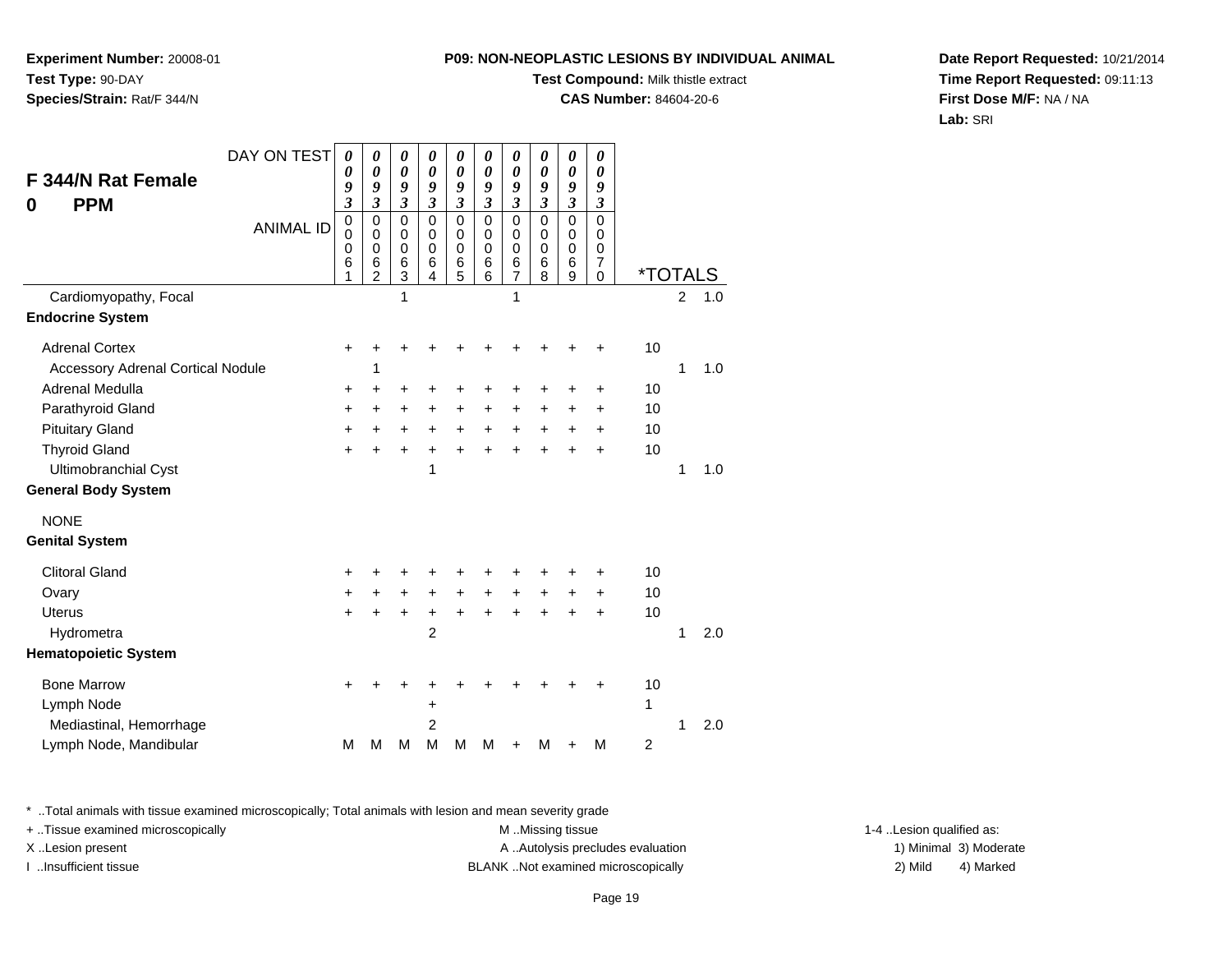**Experiment Number:** 20008-01
**Test Type:** 90-DAY
**Species/Strain:** Rat/F 344/N

**P09: NON-NEOPLASTIC LESIONS BY INDIVIDUAL ANIMAL**
**Test Compound:** Milk thistle extract
**CAS Number:** 84604-20-6

**Date Report Requested:** 10/21/2014
**Time Report Requested:** 09:11:13
**First Dose M/F:** NA / NA
**Lab:** SRI

## F 344/N Rat Female
## 0 PPM

| DAY ON TEST | 0093 | 0093 | 0093 | 0093 | 0093 | 0093 | 0093 | 0093 | 0093 | 0093 | | | |
|---|---|---|---|---|---|---|---|---|---|---|---|---|---|
| ANIMAL ID | 00061 | 00062 | 00063 | 00064 | 00065 | 00066 | 00067 | 00068 | 00069 | 00070 | *TOTALS | | |
| Cardiomyopathy, Focal | | | 1 | | | | 1 | | | | | 2 | 1.0 |
| **Endocrine System** | | | | | | | | | | | | | |
| Adrenal Cortex | + | + | + | + | + | + | + | + | + | + | 10 | | |
| Accessory Adrenal Cortical Nodule | | 1 | | | | | | | | | | 1 | 1.0 |
| Adrenal Medulla | + | + | + | + | + | + | + | + | + | + | 10 | | |
| Parathyroid Gland | + | + | + | + | + | + | + | + | + | + | 10 | | |
| Pituitary Gland | + | + | + | + | + | + | + | + | + | + | 10 | | |
| Thyroid Gland | + | + | + | + | + | + | + | + | + | + | 10 | | |
| Ultimobranchial Cyst | | | | 1 | | | | | | | | 1 | 1.0 |
| **General Body System** | | | | | | | | | | | | | |
| NONE | | | | | | | | | | | | | |
| **Genital System** | | | | | | | | | | | | | |
| Clitoral Gland | + | + | + | + | + | + | + | + | + | + | 10 | | |
| Ovary | + | + | + | + | + | + | + | + | + | + | 10 | | |
| Uterus | + | + | + | + | + | + | + | + | + | + | 10 | | |
| Hydrometra | | | | 2 | | | | | | | | 1 | 2.0 |
| **Hematopoietic System** | | | | | | | | | | | | | |
| Bone Marrow | + | + | + | + | + | + | + | + | + | + | 10 | | |
| Lymph Node | | | | + | | | | | | | 1 | | |
| Mediastinal, Hemorrhage | | | | 2 | | | | | | | | 1 | 2.0 |
| Lymph Node, Mandibular | M | M | M | M | M | M | + | M | + | M | 2 | | |

* ..Total animals with tissue examined microscopically; Total animals with lesion and mean severity grade
+ ..Tissue examined microscopically
X ..Lesion present
I ..Insufficient tissue

M ..Missing tissue
A ..Autolysis precludes evaluation
BLANK ..Not examined microscopically

1-4 ..Lesion qualified as:
1) Minimal 3) Moderate
2) Mild 4) Marked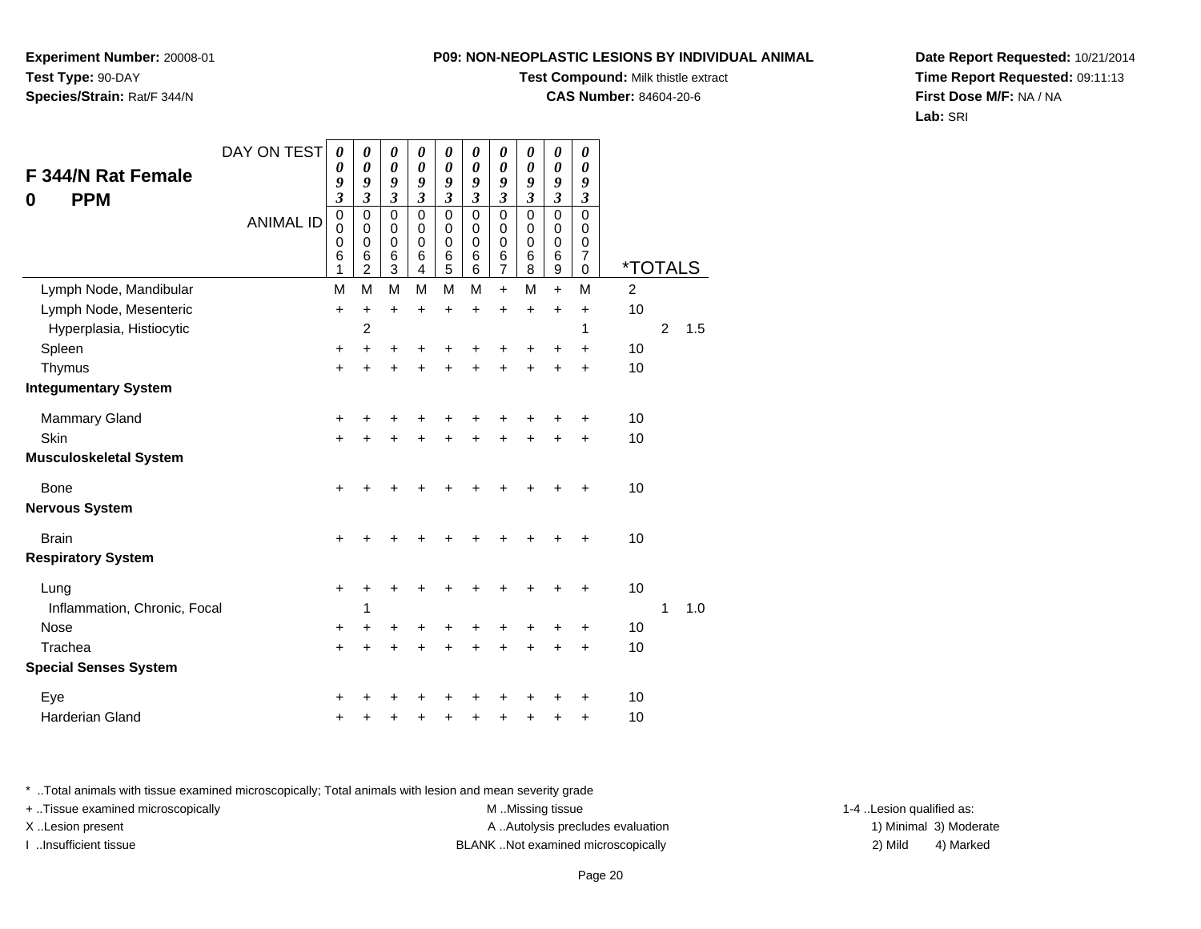**Experiment Number:** 20008-01
**Test Type:** 90-DAY
**Species/Strain:** Rat/F 344/N

**P09: NON-NEOPLASTIC LESIONS BY INDIVIDUAL ANIMAL**
**Test Compound:** Milk thistle extract
**CAS Number:** 84604-20-6

**Date Report Requested:** 10/21/2014
**Time Report Requested:** 09:11:13
**First Dose M/F:** NA / NA
**Lab:** SRI

## F 344/N Rat Female
## 0 PPM

| DAY ON TEST | 0093 | 0093 | 0093 | 0093 | 0093 | 0093 | 0093 | 0093 | 0093 | 0093 | | | |
|---|---|---|---|---|---|---|---|---|---|---|---|---|---|
| ANIMAL ID | 00061 | 00062 | 00063 | 00064 | 00065 | 00066 | 00067 | 00068 | 00069 | 00070 | *TOTALS | | |
| Lymph Node, Mandibular | M | M | M | M | M | M | + | M | + | M | 2 | | |
| Lymph Node, Mesenteric | + | + | + | + | + | + | + | + | + | + | 10 | | |
| Hyperplasia, Histiocytic | | 2 | | | | | | | | 1 | | 2 | 1.5 |
| Spleen | + | + | + | + | + | + | + | + | + | + | 10 | | |
| Thymus | + | + | + | + | + | + | + | + | + | + | 10 | | |
| **Integumentary System** | | | | | | | | | | | | | |
| Mammary Gland | + | + | + | + | + | + | + | + | + | + | 10 | | |
| Skin | + | + | + | + | + | + | + | + | + | + | 10 | | |
| **Musculoskeletal System** | | | | | | | | | | | | | |
| Bone | + | + | + | + | + | + | + | + | + | + | 10 | | |
| **Nervous System** | | | | | | | | | | | | | |
| Brain | + | + | + | + | + | + | + | + | + | + | 10 | | |
| **Respiratory System** | | | | | | | | | | | | | |
| Lung | + | + | + | + | + | + | + | + | + | + | 10 | | |
| Inflammation, Chronic, Focal | | 1 | | | | | | | | | | 1 | 1.0 |
| Nose | + | + | + | + | + | + | + | + | + | + | 10 | | |
| Trachea | + | + | + | + | + | + | + | + | + | + | 10 | | |
| **Special Senses System** | | | | | | | | | | | | | |
| Eye | + | + | + | + | + | + | + | + | + | + | 10 | | |
| Harderian Gland | + | + | + | + | + | + | + | + | + | + | 10 | | |

* ..Total animals with tissue examined microscopically; Total animals with lesion and mean severity grade

+ ..Tissue examined microscopically
X ..Lesion present
I ..Insufficient tissue

M ..Missing tissue
A ..Autolysis precludes evaluation
BLANK ..Not examined microscopically

1-4 ..Lesion qualified as:
1) Minimal 3) Moderate
2) Mild 4) Marked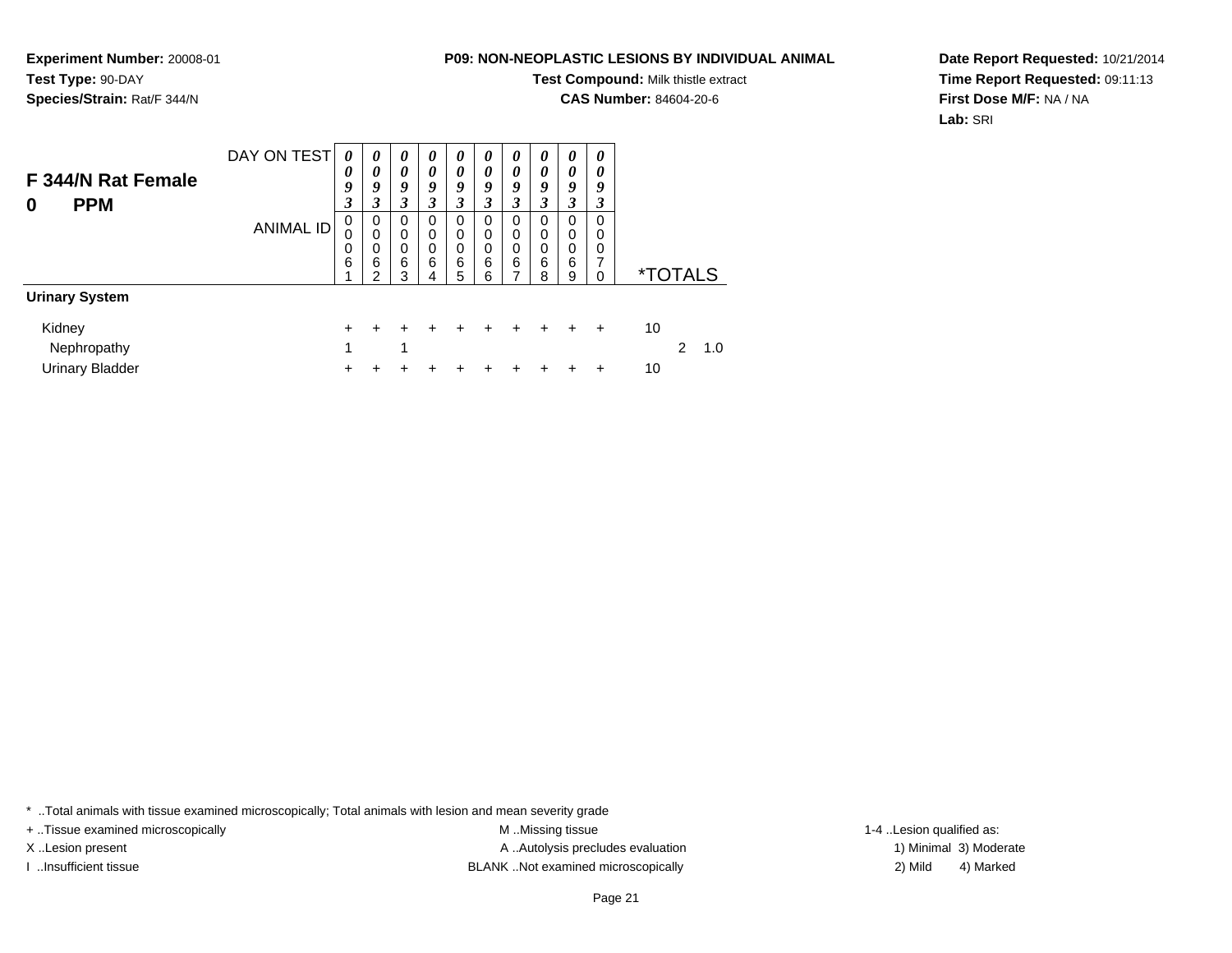**Experiment Number:** 20008-01
**Test Type:** 90-DAY
**Species/Strain:** Rat/F 344/N

**P09: NON-NEOPLASTIC LESIONS BY INDIVIDUAL ANIMAL**
**Test Compound:** Milk thistle extract
**CAS Number:** 84604-20-6

**Date Report Requested:** 10/21/2014
**Time Report Requested:** 09:11:13
**First Dose M/F:** NA / NA
**Lab:** SRI

## F 344/N Rat Female 0 PPM

| DAY ON TEST | 0093 | 0093 | 0093 | 0093 | 0093 | 0093 | 0093 | 0093 | 0093 | 0093 | | | |
|---|---|---|---|---|---|---|---|---|---|---|---|---|---|
| **ANIMAL ID** | 00061 | 00062 | 00063 | 00064 | 00065 | 00066 | 00067 | 00068 | 00069 | 00070 | ***TOTALS** | | |
| **Urinary System** | | | | | | | | | | | | | |
| Kidney | + | + | + | + | + | + | + | + | + | + | 10 | | |
| Nephropathy | 1 | | 1 | | | | | | | | | 2 | 1.0 |
| Urinary Bladder | + | + | + | + | + | + | + | + | + | + | 10 | | |

\* ..Total animals with tissue examined microscopically; Total animals with lesion and mean severity grade

+ ..Tissue examined microscopically
X ..Lesion present
I ..Insufficient tissue

M ..Missing tissue
A ..Autolysis precludes evaluation
BLANK ..Not examined microscopically

1-4 ..Lesion qualified as:
1) Minimal 3) Moderate
2) Mild 4) Marked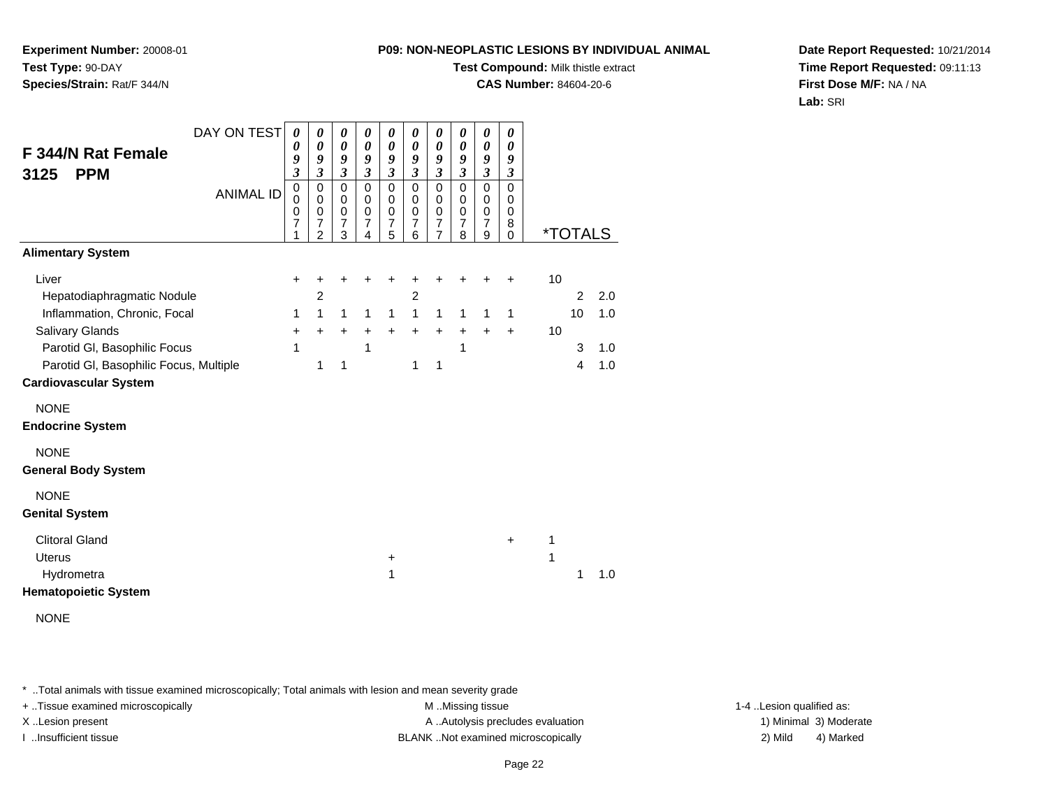**Experiment Number:** 20008-01
**Test Type:** 90-DAY
**Species/Strain:** Rat/F 344/N

**P09: NON-NEOPLASTIC LESIONS BY INDIVIDUAL ANIMAL**
**Test Compound:** Milk thistle extract
**CAS Number:** 84604-20-6

**Date Report Requested:** 10/21/2014
**Time Report Requested:** 09:11:13
**First Dose M/F:** NA / NA
**Lab:** SRI

## F 344/N Rat Female 3125 PPM

| DAY ON TEST | 0093 | 0093 | 0093 | 0093 | 0093 | 0093 | 0093 | 0093 | 0093 | 0093 | | | |
|---|---|---|---|---|---|---|---|---|---|---|---|---|---|
| ANIMAL ID | 00071 | 00072 | 00073 | 00074 | 00075 | 00076 | 00077 | 00078 | 00079 | 00080 | *TOTALS | | |
| **Alimentary System** | | | | | | | | | | | | | |
| Liver | + | + | + | + | + | + | + | + | + | + | 10 | | |
| Hepatodiaphragmatic Nodule | | 2 | | | | 2 | | | | | | 2 | 2.0 |
| Inflammation, Chronic, Focal | 1 | 1 | 1 | 1 | 1 | 1 | 1 | 1 | 1 | 1 | | 10 | 1.0 |
| Salivary Glands | + | + | + | + | + | + | + | + | + | + | 10 | | |
| Parotid Gl, Basophilic Focus | 1 | | | 1 | | | | 1 | | | | 3 | 1.0 |
| Parotid Gl, Basophilic Focus, Multiple | | 1 | 1 | | | 1 | 1 | | | | | 4 | 1.0 |
| **Cardiovascular System** | | | | | | | | | | | | | |
| NONE | | | | | | | | | | | | | |
| **Endocrine System** | | | | | | | | | | | | | |
| NONE | | | | | | | | | | | | | |
| **General Body System** | | | | | | | | | | | | | |
| NONE | | | | | | | | | | | | | |
| **Genital System** | | | | | | | | | | | | | |
| Clitoral Gland | | | | | | | | | | + | 1 | | |
| Uterus | | | | | + | | | | | | 1 | | |
| Hydrometra | | | | | 1 | | | | | | | 1 | 1.0 |
| **Hematopoietic System** | | | | | | | | | | | | | |
| NONE | | | | | | | | | | | | | |

* ..Total animals with tissue examined microscopically; Total animals with lesion and mean severity grade
+ ..Tissue examined microscopically
X ..Lesion present
I ..Insufficient tissue

M ..Missing tissue
A ..Autolysis precludes evaluation
BLANK ..Not examined microscopically

1-4 ..Lesion qualified as:
1) Minimal 3) Moderate
2) Mild 4) Marked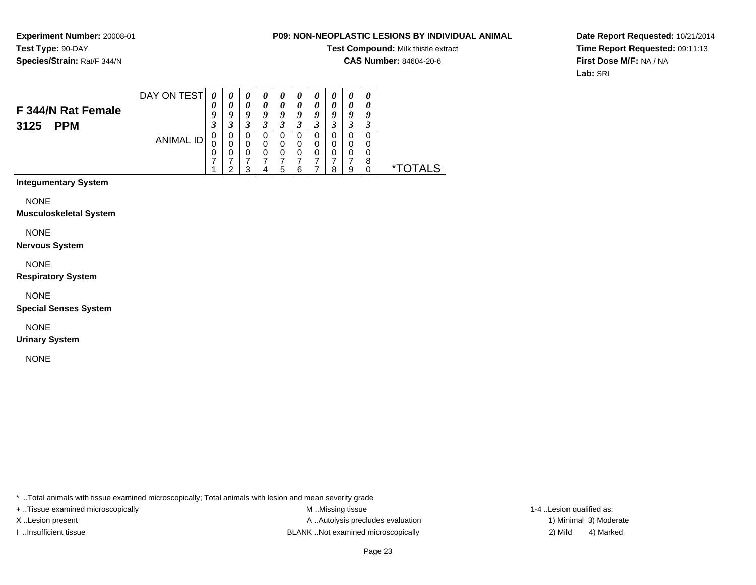**Experiment Number:** 20008-01
**Test Type:** 90-DAY
**Species/Strain:** Rat/F 344/N

**P09: NON-NEOPLASTIC LESIONS BY INDIVIDUAL ANIMAL**
**Test Compound:** Milk thistle extract
**CAS Number:** 84604-20-6

**Date Report Requested:** 10/21/2014
**Time Report Requested:** 09:11:13
**First Dose M/F:** NA / NA
**Lab:** SRI

## F 344/N Rat Female 3125 PPM

| DAY ON TEST | 0093 | 0093 | 0093 | 0093 | 0093 | 0093 | 0093 | 0093 | 0093 | 0093 | |
|---|---|---|---|---|---|---|---|---|---|---|---|
| ANIMAL ID | 00071 | 00072 | 00073 | 00074 | 00075 | 00076 | 00077 | 00078 | 00079 | 00080 | *TOTALS |
| **Integumentary System** | | | | | | | | | | | |
| NONE | | | | | | | | | | | |
| **Musculoskeletal System** | | | | | | | | | | | |
| NONE | | | | | | | | | | | |
| **Nervous System** | | | | | | | | | | | |
| NONE | | | | | | | | | | | |
| **Respiratory System** | | | | | | | | | | | |
| NONE | | | | | | | | | | | |
| **Special Senses System** | | | | | | | | | | | |
| NONE | | | | | | | | | | | |
| **Urinary System** | | | | | | | | | | | |
| NONE | | | | | | | | | | | |

* ..Total animals with tissue examined microscopically; Total animals with lesion and mean severity grade

+ ..Tissue examined microscopically
X ..Lesion present
I ..Insufficient tissue

M ..Missing tissue
A ..Autolysis precludes evaluation
BLANK ..Not examined microscopically

1-4 ..Lesion qualified as:
1) Minimal 3) Moderate
2) Mild 4) Marked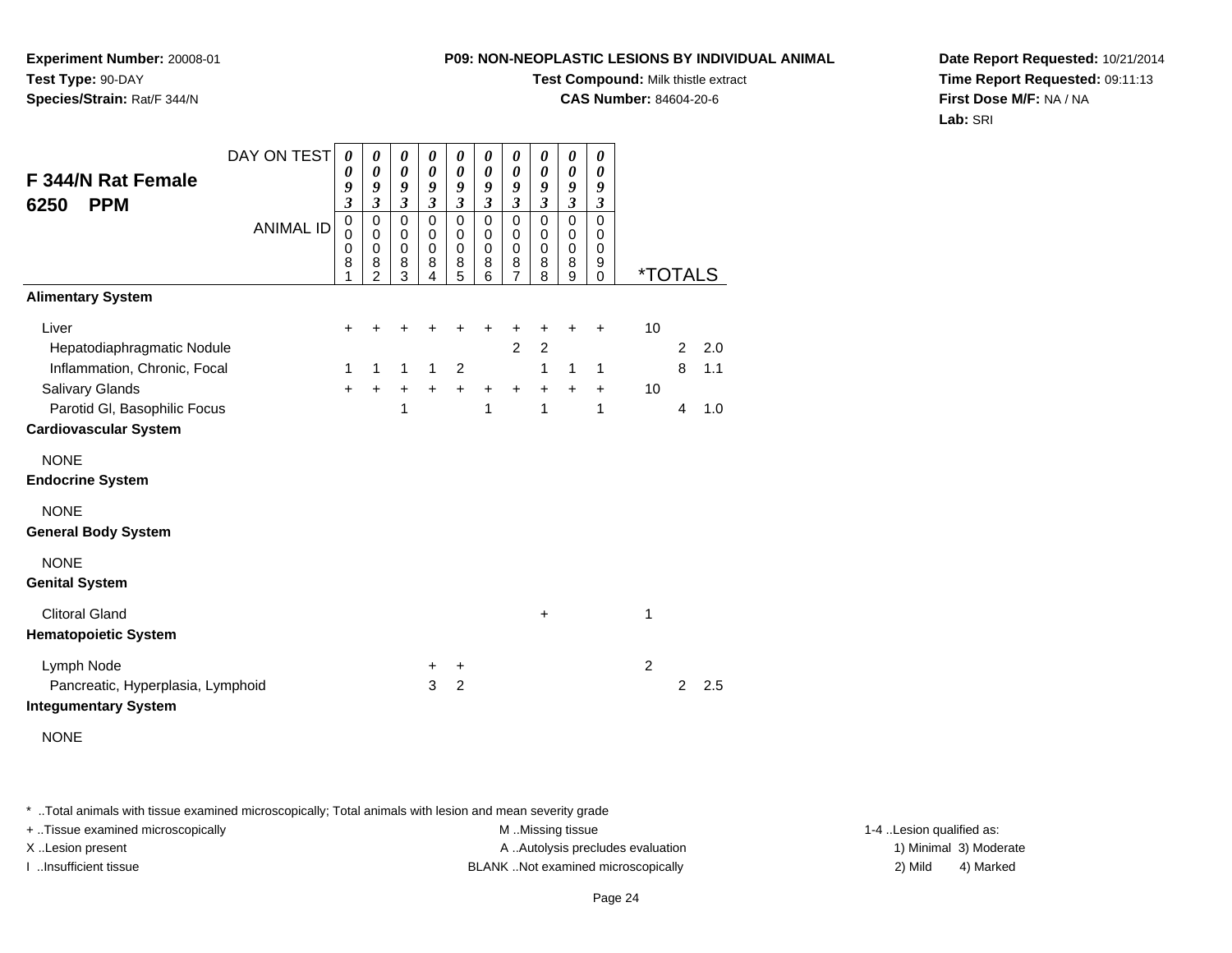**Experiment Number:** 20008-01
**Test Type:** 90-DAY
**Species/Strain:** Rat/F 344/N

**P09: NON-NEOPLASTIC LESIONS BY INDIVIDUAL ANIMAL**
**Test Compound:** Milk thistle extract
**CAS Number:** 84604-20-6

**Date Report Requested:** 10/21/2014
**Time Report Requested:** 09:11:13
**First Dose M/F:** NA / NA
**Lab:** SRI

## F 344/N Rat Female 6250 PPM

| DAY ON TEST | 0093 | 0093 | 0093 | 0093 | 0093 | 0093 | 0093 | 0093 | 0093 | 0093 | *TOTALS | | |
|---|---|---|---|---|---|---|---|---|---|---|---|---|---|
| ANIMAL ID | 00081 | 00082 | 00083 | 00084 | 00085 | 00086 | 00087 | 00088 | 00089 | 00090 | | | |
| **Alimentary System** | | | | | | | | | | | | | |
| Liver | + | + | + | + | + | + | + | + | + | + | 10 | | |
| Hepatodiaphragmatic Nodule | | | | | | | 2 | 2 | | | | 2 | 2.0 |
| Inflammation, Chronic, Focal | 1 | 1 | 1 | 1 | 2 | | | 1 | 1 | 1 | | 8 | 1.1 |
| Salivary Glands | + | + | + | + | + | + | + | + | + | + | 10 | | |
| Parotid Gl, Basophilic Focus | | | 1 | | | 1 | | 1 | | 1 | | 4 | 1.0 |
| **Cardiovascular System** | | | | | | | | | | | | | |
| NONE | | | | | | | | | | | | | |
| **Endocrine System** | | | | | | | | | | | | | |
| NONE | | | | | | | | | | | | | |
| **General Body System** | | | | | | | | | | | | | |
| NONE | | | | | | | | | | | | | |
| **Genital System** | | | | | | | | | | | | | |
| Clitoral Gland | | | | | | | | + | | | 1 | | |
| **Hematopoietic System** | | | | | | | | | | | | | |
| Lymph Node | | | | + | + | | | | | | 2 | | |
| Pancreatic, Hyperplasia, Lymphoid | | | | 3 | 2 | | | | | | | 2 | 2.5 |
| **Integumentary System** | | | | | | | | | | | | | |
| NONE | | | | | | | | | | | | | |

* ..Total animals with tissue examined microscopically; Total animals with lesion and mean severity grade
+ ..Tissue examined microscopically
X ..Lesion present
I ..Insufficient tissue

M ..Missing tissue
A ..Autolysis precludes evaluation
BLANK ..Not examined microscopically

1-4 ..Lesion qualified as:
1) Minimal 3) Moderate
2) Mild 4) Marked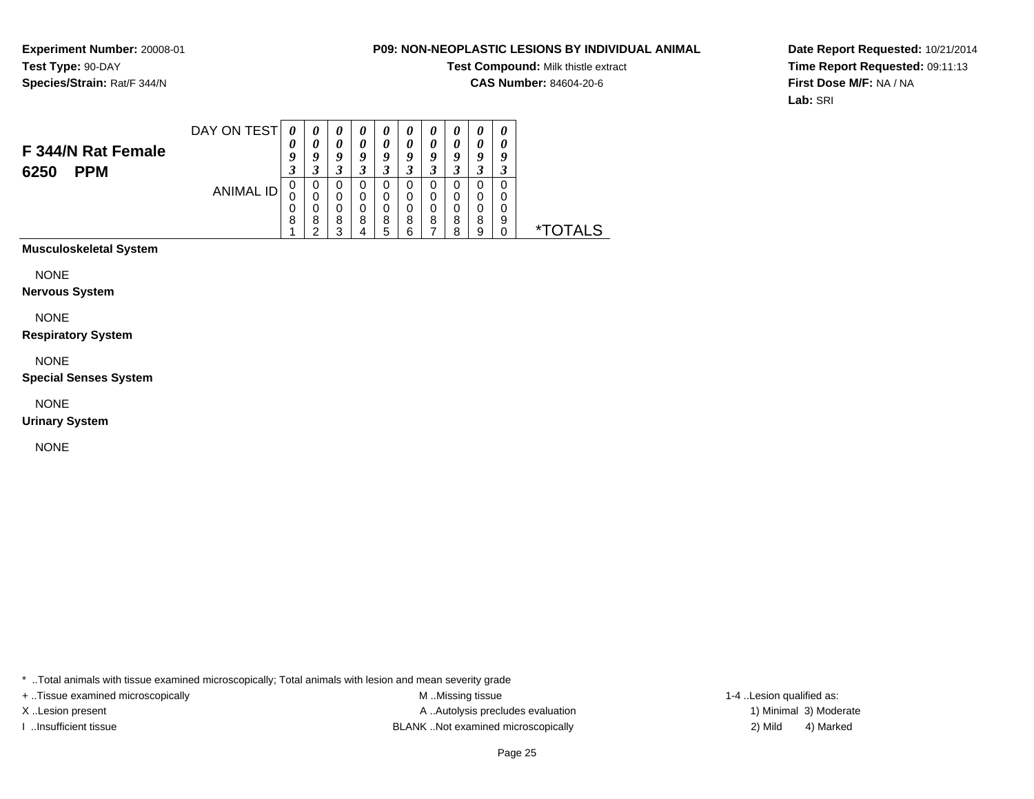**Experiment Number:** 20008-01
**Test Type:** 90-DAY
**Species/Strain:** Rat/F 344/N

**P09: NON-NEOPLASTIC LESIONS BY INDIVIDUAL ANIMAL**
**Test Compound:** Milk thistle extract
**CAS Number:** 84604-20-6

**Date Report Requested:** 10/21/2014
**Time Report Requested:** 09:11:13
**First Dose M/F:** NA / NA
**Lab:** SRI

## F 344/N Rat Female 6250 PPM

| DAY ON TEST | 0093 | 0093 | 0093 | 0093 | 0093 | 0093 | 0093 | 0093 | 0093 | 0093 | |
|---|---|---|---|---|---|---|---|---|---|---|---|
| ANIMAL ID | 00081 | 00082 | 00083 | 00084 | 00085 | 00086 | 00087 | 00088 | 00089 | 00090 | *TOTALS |
| **Musculoskeletal System** | | | | | | | | | | | |
| NONE | | | | | | | | | | | |
| **Nervous System** | | | | | | | | | | | |
| NONE | | | | | | | | | | | |
| **Respiratory System** | | | | | | | | | | | |
| NONE | | | | | | | | | | | |
| **Special Senses System** | | | | | | | | | | | |
| NONE | | | | | | | | | | | |
| **Urinary System** | | | | | | | | | | | |
| NONE | | | | | | | | | | | |

* ..Total animals with tissue examined microscopically; Total animals with lesion and mean severity grade

+ ..Tissue examined microscopically
X ..Lesion present
I ..Insufficient tissue

M ..Missing tissue
A ..Autolysis precludes evaluation
BLANK ..Not examined microscopically

1-4 ..Lesion qualified as:
1) Minimal 3) Moderate
2) Mild 4) Marked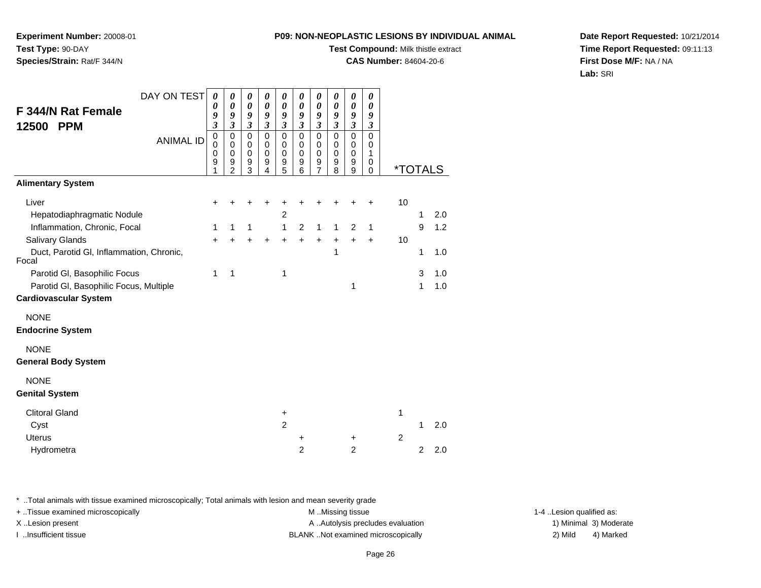**Experiment Number:** 20008-01
**Test Type:** 90-DAY
**Species/Strain:** Rat/F 344/N

**P09: NON-NEOPLASTIC LESIONS BY INDIVIDUAL ANIMAL**
**Test Compound:** Milk thistle extract
**CAS Number:** 84604-20-6

**Date Report Requested:** 10/21/2014
**Time Report Requested:** 09:11:13
**First Dose M/F:** NA / NA
**Lab:** SRI

## F 344/N Rat Female 12500 PPM

| DAY ON TEST | 0093 | 0093 | 0093 | 0093 | 0093 | 0093 | 0093 | 0093 | 0093 | 0093 | *TOTALS | | |
|---|---|---|---|---|---|---|---|---|---|---|---|---|---|
| ANIMAL ID | 00091 | 00092 | 00093 | 00094 | 00095 | 00096 | 00097 | 00098 | 00099 | 00100 | | | |
| **Alimentary System** | | | | | | | | | | | | | |
| Liver | + | + | + | + | + | + | + | + | + | + | 10 | | |
| Hepatodiaphragmatic Nodule | | | | | 2 | | | | | | | 1 | 2.0 |
| Inflammation, Chronic, Focal | 1 | 1 | 1 | | 1 | 2 | 1 | 1 | 2 | 1 | | 9 | 1.2 |
| Salivary Glands | + | + | + | + | + | + | + | + | + | + | 10 | | |
| Duct, Parotid Gl, Inflammation, Chronic, Focal | | | | | | | | 1 | | | | 1 | 1.0 |
| Parotid Gl, Basophilic Focus | 1 | 1 | | | 1 | | | | | | | 3 | 1.0 |
| Parotid Gl, Basophilic Focus, Multiple | | | | | | | | | 1 | | | 1 | 1.0 |
| **Cardiovascular System** | | | | | | | | | | | | | |
| NONE | | | | | | | | | | | | | |
| **Endocrine System** | | | | | | | | | | | | | |
| NONE | | | | | | | | | | | | | |
| **General Body System** | | | | | | | | | | | | | |
| NONE | | | | | | | | | | | | | |
| **Genital System** | | | | | | | | | | | | | |
| Clitoral Gland | | | | | + | | | | | | 1 | | |
| Cyst | | | | | 2 | | | | | | | 1 | 2.0 |
| Uterus | | | | | | + | | | + | | 2 | | |
| Hydrometra | | | | | | 2 | | | 2 | | | 2 | 2.0 |

\* ..Total animals with tissue examined microscopically; Total animals with lesion and mean severity grade
+ ..Tissue examined microscopically
X ..Lesion present
I ..Insufficient tissue

M ..Missing tissue
A ..Autolysis precludes evaluation
BLANK ..Not examined microscopically

1-4 ..Lesion qualified as:
1) Minimal 3) Moderate
2) Mild 4) Marked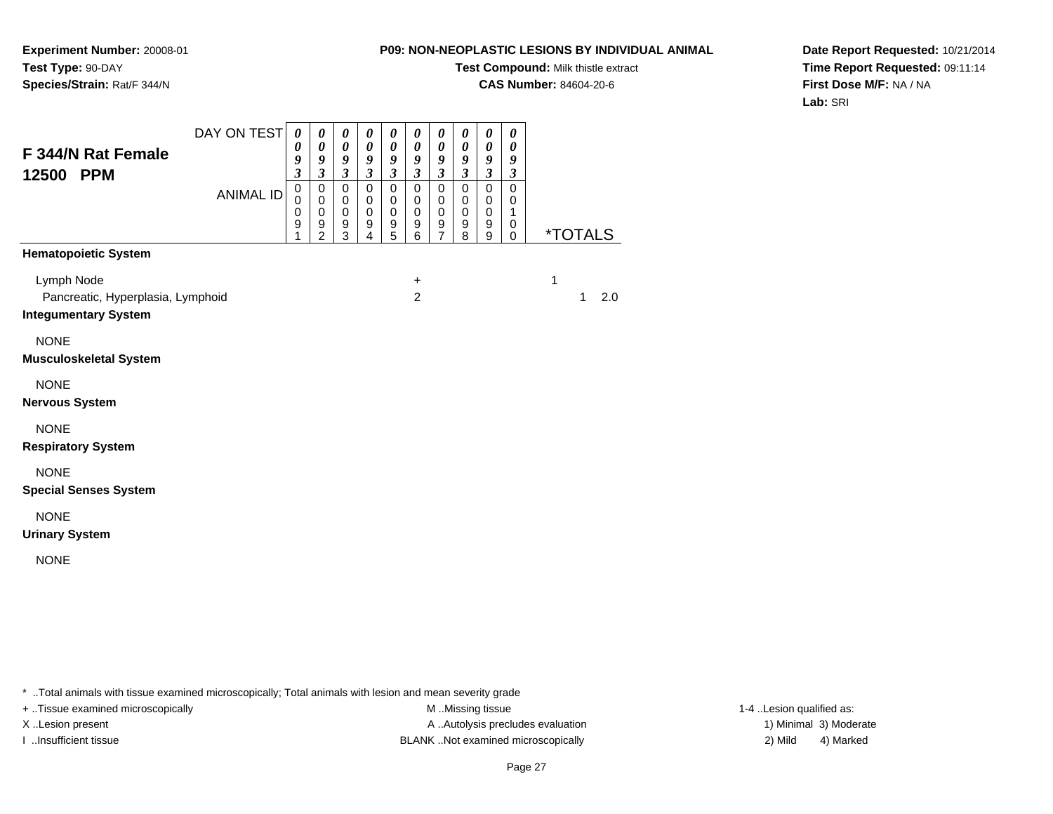**Experiment Number:** 20008-01
**Test Type:** 90-DAY
**Species/Strain:** Rat/F 344/N

**P09: NON-NEOPLASTIC LESIONS BY INDIVIDUAL ANIMAL**
**Test Compound:** Milk thistle extract
**CAS Number:** 84604-20-6

**Date Report Requested:** 10/21/2014
**Time Report Requested:** 09:11:14
**First Dose M/F:** NA / NA
**Lab:** SRI

## F 344/N Rat Female
## 12500 PPM

| DAY ON TEST | 0093 | 0093 | 0093 | 0093 | 0093 | 0093 | 0093 | 0093 | 0093 | 0093 | | | |
|---|---|---|---|---|---|---|---|---|---|---|---|---|---|
| ANIMAL ID | 00091 | 00092 | 00093 | 00094 | 00095 | 00096 | 00097 | 00098 | 00099 | 00100 | *TOTALS | | |
| **Hematopoietic System** | | | | | | | | | | | | | |
| Lymph Node | | | | | | + | | | | | 1 | | |
| Pancreatic, Hyperplasia, Lymphoid | | | | | | 2 | | | | | | 1 | 2.0 |
| **Integumentary System** | | | | | | | | | | | | | |
| NONE | | | | | | | | | | | | | |
| **Musculoskeletal System** | | | | | | | | | | | | | |
| NONE | | | | | | | | | | | | | |
| **Nervous System** | | | | | | | | | | | | | |
| NONE | | | | | | | | | | | | | |
| **Respiratory System** | | | | | | | | | | | | | |
| NONE | | | | | | | | | | | | | |
| **Special Senses System** | | | | | | | | | | | | | |
| NONE | | | | | | | | | | | | | |
| **Urinary System** | | | | | | | | | | | | | |
| NONE | | | | | | | | | | | | | |

\* ..Total animals with tissue examined microscopically; Total animals with lesion and mean severity grade
+ ..Tissue examined microscopically
X ..Lesion present
I ..Insufficient tissue
M ..Missing tissue
A ..Autolysis precludes evaluation
BLANK ..Not examined microscopically
1-4 ..Lesion qualified as:
1) Minimal 3) Moderate
2) Mild 4) Marked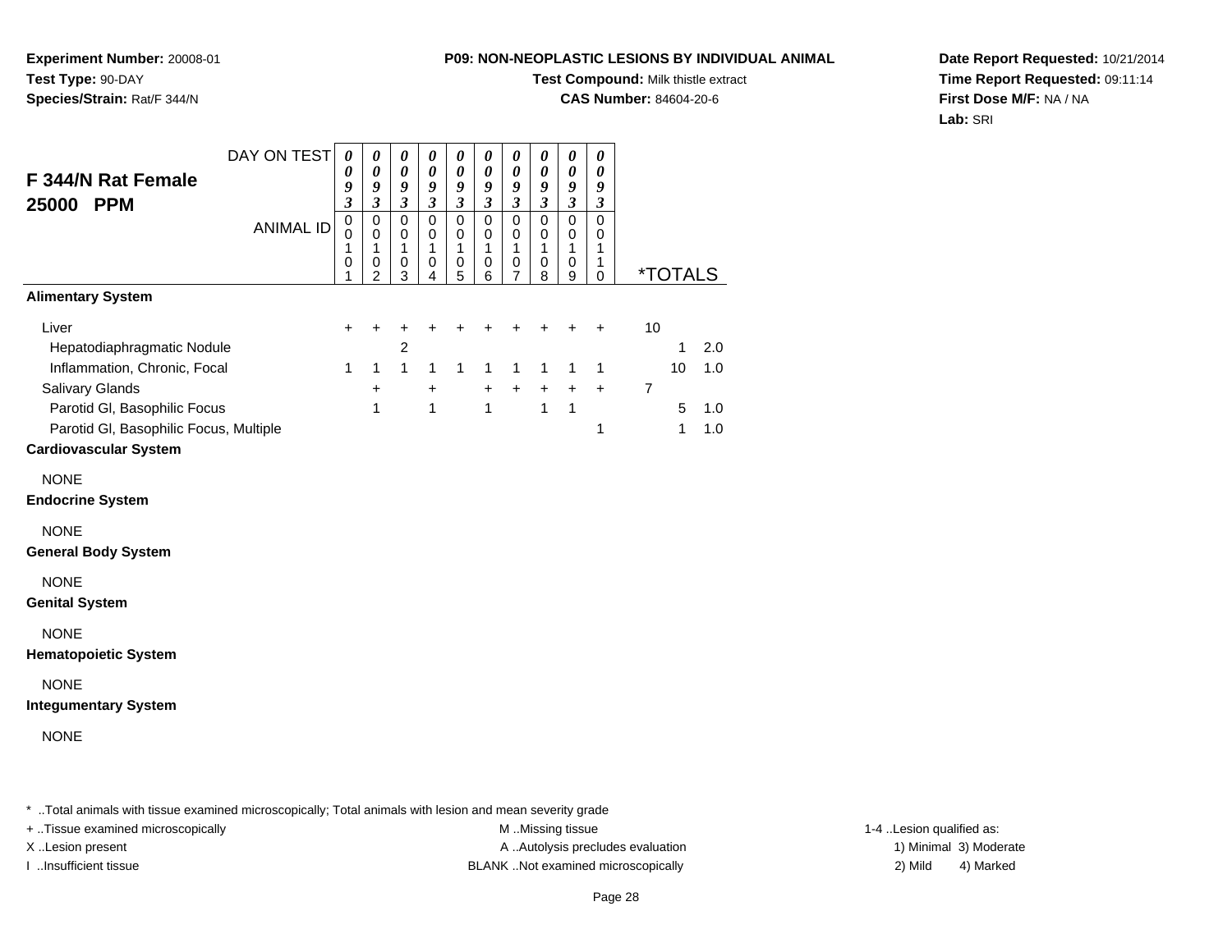**Experiment Number:** 20008-01
**Test Type:** 90-DAY
**Species/Strain:** Rat/F 344/N

**P09: NON-NEOPLASTIC LESIONS BY INDIVIDUAL ANIMAL**
**Test Compound:** Milk thistle extract
**CAS Number:** 84604-20-6

**Date Report Requested:** 10/21/2014
**Time Report Requested:** 09:11:14
**First Dose M/F:** NA / NA
**Lab:** SRI

## F 344/N Rat Female 25000 PPM

| DAY ON TEST | 0093 | 0093 | 0093 | 0093 | 0093 | 0093 | 0093 | 0093 | 0093 | 0093 | *TOTALS | | |
|---|---|---|---|---|---|---|---|---|---|---|---|---|---|
| ANIMAL ID | 00101 | 00102 | 00103 | 00104 | 00105 | 00106 | 00107 | 00108 | 00109 | 00110 | | | |
| **Alimentary System** | | | | | | | | | | | | | |
| Liver | + | + | + | + | + | + | + | + | + | + | 10 | | |
| Hepatodiaphragmatic Nodule | | | 2 | | | | | | | | | 1 | 2.0 |
| Inflammation, Chronic, Focal | 1 | 1 | 1 | 1 | 1 | 1 | 1 | 1 | 1 | 1 | | 10 | 1.0 |
| Salivary Glands | | + | | + | | + | + | + | + | + | 7 | | |
| Parotid Gl, Basophilic Focus | | 1 | | 1 | | 1 | | 1 | 1 | | | 5 | 1.0 |
| Parotid Gl, Basophilic Focus, Multiple | | | | | | | | | | 1 | | 1 | 1.0 |
| **Cardiovascular System** | | | | | | | | | | | | | |
| NONE | | | | | | | | | | | | | |
| **Endocrine System** | | | | | | | | | | | | | |
| NONE | | | | | | | | | | | | | |
| **General Body System** | | | | | | | | | | | | | |
| NONE | | | | | | | | | | | | | |
| **Genital System** | | | | | | | | | | | | | |
| NONE | | | | | | | | | | | | | |
| **Hematopoietic System** | | | | | | | | | | | | | |
| NONE | | | | | | | | | | | | | |
| **Integumentary System** | | | | | | | | | | | | | |
| NONE | | | | | | | | | | | | | |

* ..Total animals with tissue examined microscopically; Total animals with lesion and mean severity grade

+ ..Tissue examined microscopically
X ..Lesion present
I ..Insufficient tissue

M ..Missing tissue
A ..Autolysis precludes evaluation
BLANK ..Not examined microscopically

1-4 ..Lesion qualified as:
1) Minimal 3) Moderate
2) Mild 4) Marked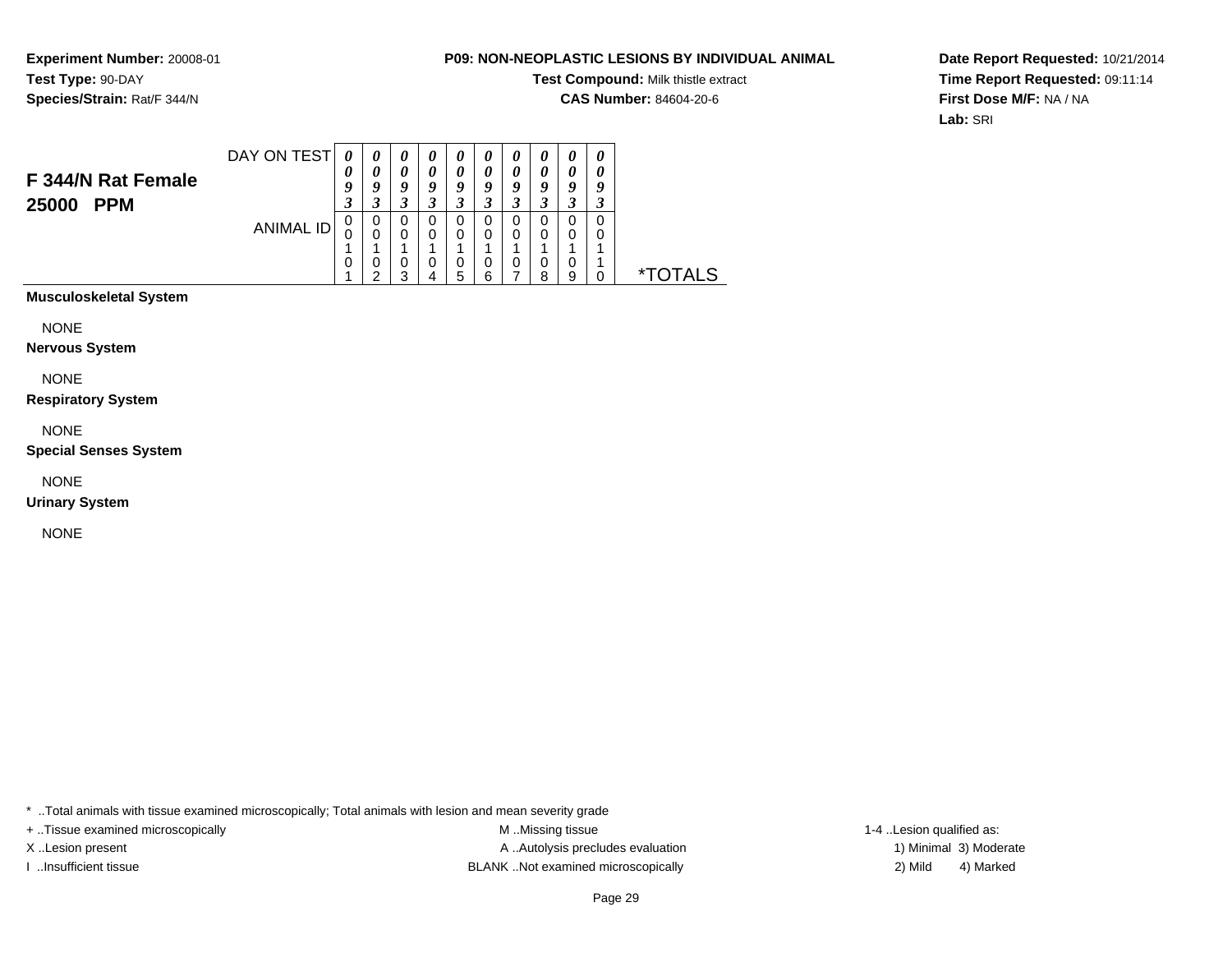**Experiment Number:** 20008-01
**Test Type:** 90-DAY
**Species/Strain:** Rat/F 344/N

**P09: NON-NEOPLASTIC LESIONS BY INDIVIDUAL ANIMAL**
**Test Compound:** Milk thistle extract
**CAS Number:** 84604-20-6

**Date Report Requested:** 10/21/2014
**Time Report Requested:** 09:11:14
**First Dose M/F:** NA / NA
**Lab:** SRI

## F 344/N Rat Female 25000 PPM

| DAY ON TEST | 0093 | 0093 | 0093 | 0093 | 0093 | 0093 | 0093 | 0093 | 0093 | 0093 | |
|---|---|---|---|---|---|---|---|---|---|---|---|
| ANIMAL ID | 00101 | 00102 | 00103 | 00104 | 00105 | 00106 | 00107 | 00108 | 00109 | 00110 | *TOTALS |
| **Musculoskeletal System** | | | | | | | | | | | |
| NONE | | | | | | | | | | | |
| **Nervous System** | | | | | | | | | | | |
| NONE | | | | | | | | | | | |
| **Respiratory System** | | | | | | | | | | | |
| NONE | | | | | | | | | | | |
| **Special Senses System** | | | | | | | | | | | |
| NONE | | | | | | | | | | | |
| **Urinary System** | | | | | | | | | | | |
| NONE | | | | | | | | | | | |

* ..Total animals with tissue examined microscopically; Total animals with lesion and mean severity grade

+ ..Tissue examined microscopically
X ..Lesion present
I ..Insufficient tissue

M ..Missing tissue
A ..Autolysis precludes evaluation
BLANK ..Not examined microscopically

1-4 ..Lesion qualified as:
1) Minimal 3) Moderate
2) Mild 4) Marked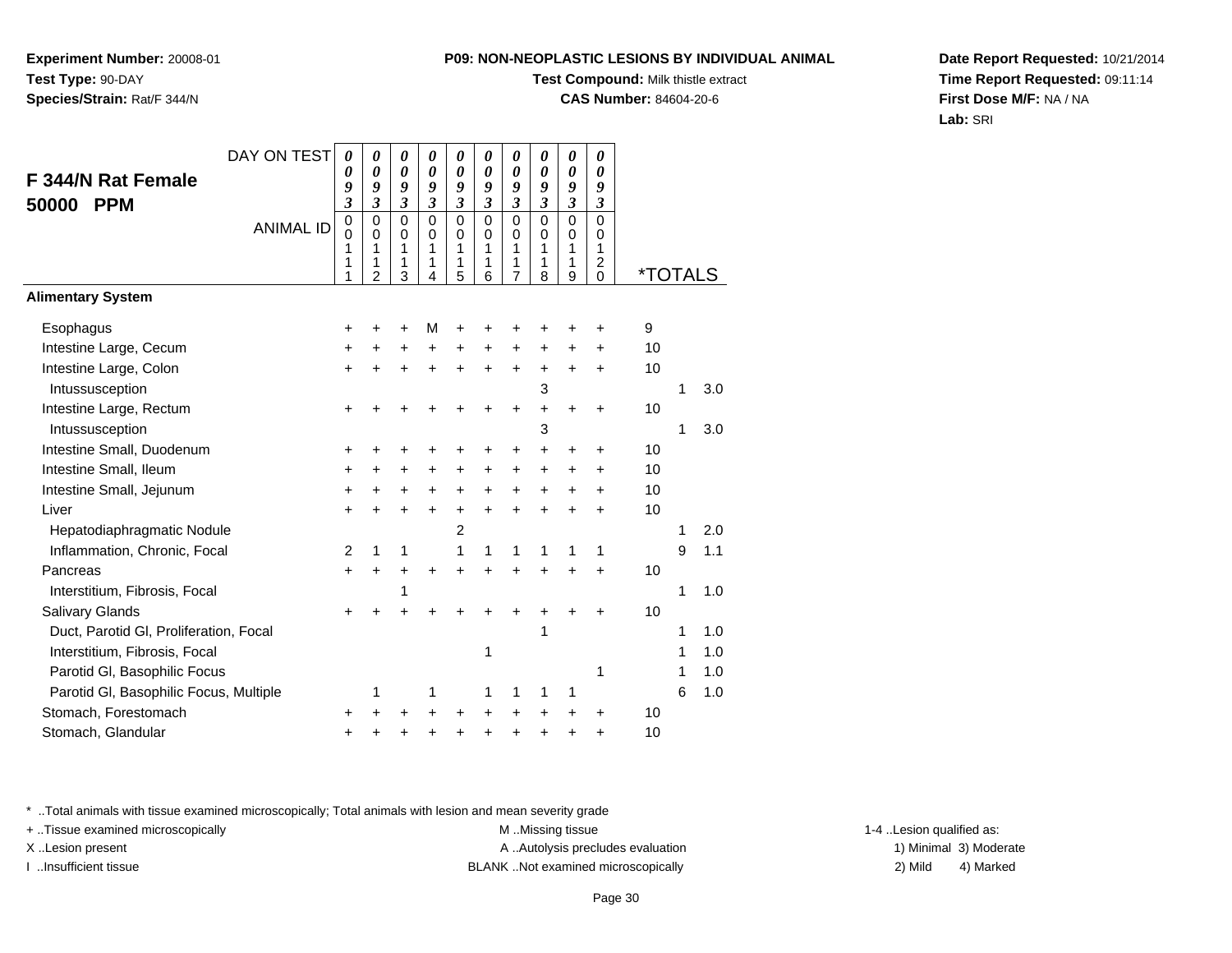**Experiment Number:** 20008-01
**Test Type:** 90-DAY
**Species/Strain:** Rat/F 344/N

**P09: NON-NEOPLASTIC LESIONS BY INDIVIDUAL ANIMAL**
**Test Compound:** Milk thistle extract
**CAS Number:** 84604-20-6

**Date Report Requested:** 10/21/2014
**Time Report Requested:** 09:11:14
**First Dose M/F:** NA / NA
**Lab:** SRI

## F 344/N Rat Female 50000 PPM

| DAY ON TEST | 0093 | 0093 | 0093 | 0093 | 0093 | 0093 | 0093 | 0093 | 0093 | 0093 | | | |
|---|---|---|---|---|---|---|---|---|---|---|---|---|---|
| ANIMAL ID | 00111 | 00112 | 00113 | 00114 | 00115 | 00116 | 00117 | 00118 | 00119 | 00120 | *TOTALS | | |
| **Alimentary System** | | | | | | | | | | | | | |
| Esophagus | + | + | + | M | + | + | + | + | + | + | 9 | | |
| Intestine Large, Cecum | + | + | + | + | + | + | + | + | + | + | 10 | | |
| Intestine Large, Colon | + | + | + | + | + | + | + | + | + | + | 10 | | |
| Intussusception | | | | | | | | 3 | | | | 1 | 3.0 |
| Intestine Large, Rectum | + | + | + | + | + | + | + | + | + | + | 10 | | |
| Intussusception | | | | | | | | 3 | | | | 1 | 3.0 |
| Intestine Small, Duodenum | + | + | + | + | + | + | + | + | + | + | 10 | | |
| Intestine Small, Ileum | + | + | + | + | + | + | + | + | + | + | 10 | | |
| Intestine Small, Jejunum | + | + | + | + | + | + | + | + | + | + | 10 | | |
| Liver | + | + | + | + | + | + | + | + | + | + | 10 | | |
| Hepatodiaphragmatic Nodule | | | | | 2 | | | | | | | 1 | 2.0 |
| Inflammation, Chronic, Focal | 2 | 1 | 1 | | 1 | 1 | 1 | 1 | 1 | 1 | | 9 | 1.1 |
| Pancreas | + | + | + | + | + | + | + | + | + | + | 10 | | |
| Interstitium, Fibrosis, Focal | | | 1 | | | | | | | | | 1 | 1.0 |
| Salivary Glands | + | + | + | + | + | + | + | + | + | + | 10 | | |
| Duct, Parotid Gl, Proliferation, Focal | | | | | | | | 1 | | | | 1 | 1.0 |
| Interstitium, Fibrosis, Focal | | | | | | 1 | | | | | | 1 | 1.0 |
| Parotid Gl, Basophilic Focus | | | | | | | | | | 1 | | 1 | 1.0 |
| Parotid Gl, Basophilic Focus, Multiple | | 1 | | 1 | | 1 | 1 | 1 | 1 | | | 6 | 1.0 |
| Stomach, Forestomach | + | + | + | + | + | + | + | + | + | + | 10 | | |
| Stomach, Glandular | + | + | + | + | + | + | + | + | + | + | 10 | | |

\* ..Total animals with tissue examined microscopically; Total animals with lesion and mean severity grade
+ ..Tissue examined microscopically
X ..Lesion present
I ..Insufficient tissue
M ..Missing tissue
A ..Autolysis precludes evaluation
BLANK ..Not examined microscopically
1-4 ..Lesion qualified as:
1) Minimal 2) Mild 3) Moderate 4) Marked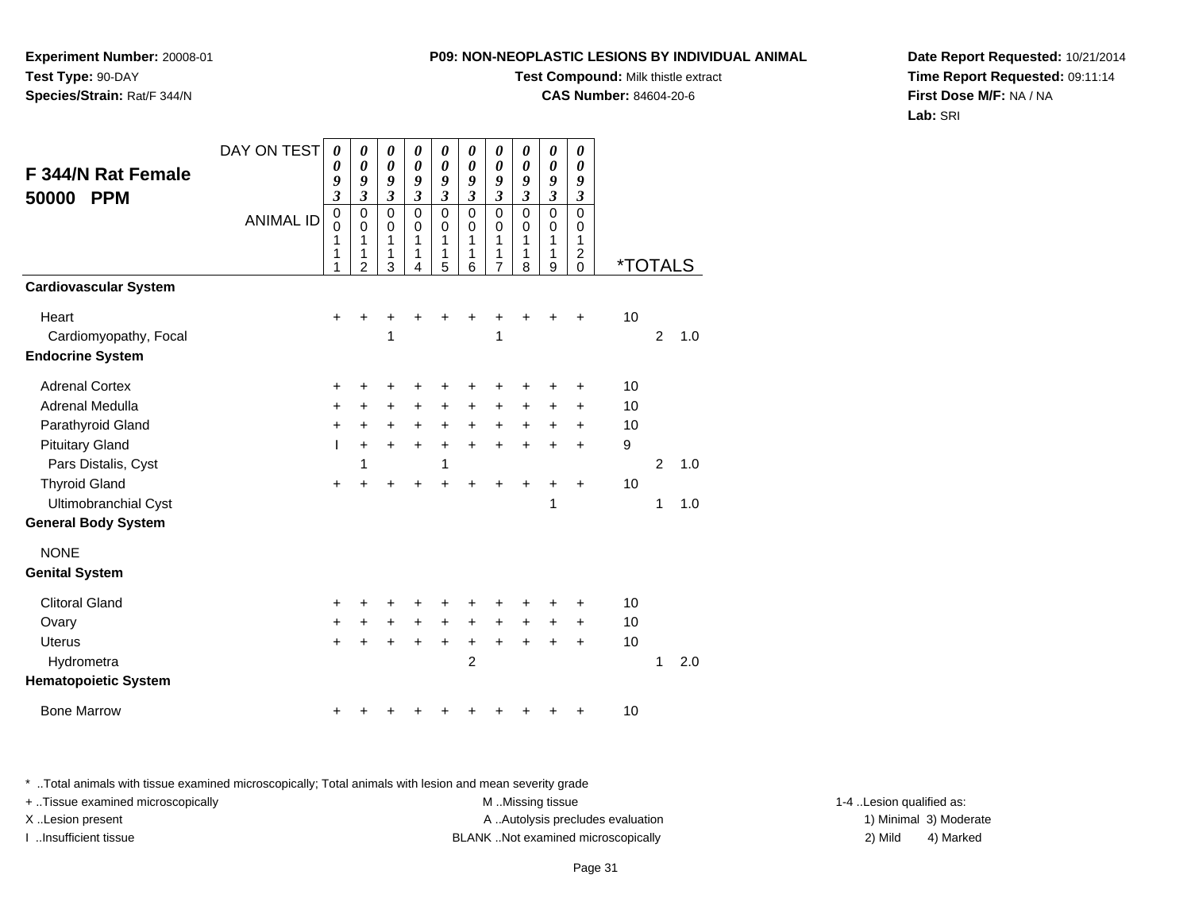**Experiment Number:** 20008-01
**Test Type:** 90-DAY
**Species/Strain:** Rat/F 344/N

**P09: NON-NEOPLASTIC LESIONS BY INDIVIDUAL ANIMAL**
**Test Compound:** Milk thistle extract
**CAS Number:** 84604-20-6

**Date Report Requested:** 10/21/2014
**Time Report Requested:** 09:11:14
**First Dose M/F:** NA / NA
**Lab:** SRI

## F 344/N Rat Female 50000 PPM

| DAY ON TEST | 0093 | 0093 | 0093 | 0093 | 0093 | 0093 | 0093 | 0093 | 0093 | 0093 | *TOTALS | | |
|---|---|---|---|---|---|---|---|---|---|---|---|---|---|
| ANIMAL ID | 00111 | 00112 | 00113 | 00114 | 00115 | 00116 | 00117 | 00118 | 00119 | 00120 | | | |
| **Cardiovascular System** | | | | | | | | | | | | | |
| Heart | + | + | + | + | + | + | + | + | + | + | 10 | | |
| Cardiomyopathy, Focal | | | 1 | | | | 1 | | | | | 2 | 1.0 |
| **Endocrine System** | | | | | | | | | | | | | |
| Adrenal Cortex | + | + | + | + | + | + | + | + | + | + | 10 | | |
| Adrenal Medulla | + | + | + | + | + | + | + | + | + | + | 10 | | |
| Parathyroid Gland | + | + | + | + | + | + | + | + | + | + | 10 | | |
| Pituitary Gland | I | + | + | + | + | + | + | + | + | + | 9 | | |
| Pars Distalis, Cyst | | 1 | | | 1 | | | | | | | 2 | 1.0 |
| Thyroid Gland | + | + | + | + | + | + | + | + | + | + | 10 | | |
| Ultimobranchial Cyst | | | | | | | | | 1 | | | 1 | 1.0 |
| **General Body System** | | | | | | | | | | | | | |
| NONE | | | | | | | | | | | | | |
| **Genital System** | | | | | | | | | | | | | |
| Clitoral Gland | + | + | + | + | + | + | + | + | + | + | 10 | | |
| Ovary | + | + | + | + | + | + | + | + | + | + | 10 | | |
| Uterus | + | + | + | + | + | + | + | + | + | + | 10 | | |
| Hydrometra | | | | | | 2 | | | | | | 1 | 2.0 |
| **Hematopoietic System** | | | | | | | | | | | | | |
| Bone Marrow | + | + | + | + | + | + | + | + | + | + | 10 | | |

\* ..Total animals with tissue examined microscopically; Total animals with lesion and mean severity grade
+ ..Tissue examined microscopically
X ..Lesion present
I ..Insufficient tissue
M ..Missing tissue
A ..Autolysis precludes evaluation
BLANK ..Not examined microscopically
1-4 ..Lesion qualified as: 1) Minimal 2) Mild 3) Moderate 4) Marked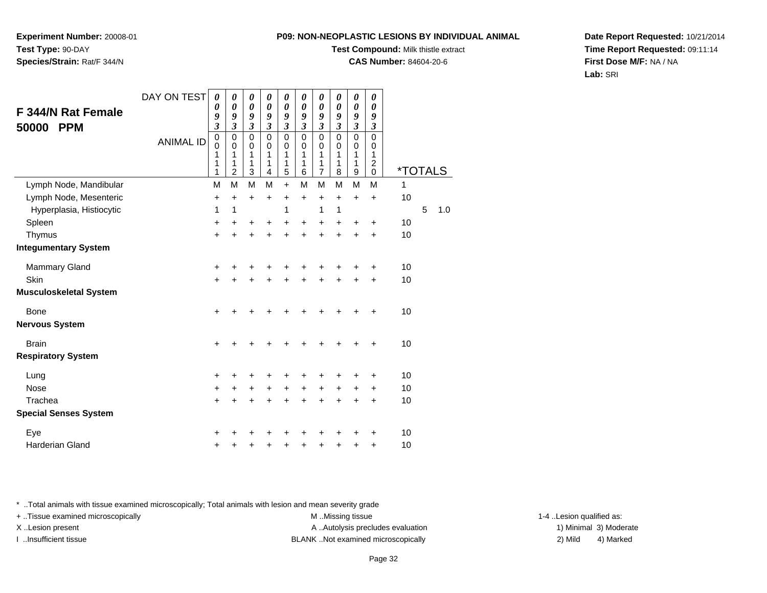**Experiment Number:** 20008-01
**Test Type:** 90-DAY
**Species/Strain:** Rat/F 344/N

**P09: NON-NEOPLASTIC LESIONS BY INDIVIDUAL ANIMAL**
**Test Compound:** Milk thistle extract
**CAS Number:** 84604-20-6

**Date Report Requested:** 10/21/2014
**Time Report Requested:** 09:11:14
**First Dose M/F:** NA / NA
**Lab:** SRI

## F 344/N Rat Female 50000 PPM

| DAY ON TEST | 0093 | 0093 | 0093 | 0093 | 0093 | 0093 | 0093 | 0093 | 0093 | 0093 | | | |
|---|---|---|---|---|---|---|---|---|---|---|---|---|---|
| ANIMAL ID | 00111 | 00112 | 00113 | 00114 | 00115 | 00116 | 00117 | 00118 | 00119 | 00120 | *TOTALS | | |
| Lymph Node, Mandibular | M | M | M | M | + | M | M | M | M | M | 1 | | |
| Lymph Node, Mesenteric | + | + | + | + | + | + | + | + | + | + | 10 | | |
| Hyperplasia, Histiocytic | 1 | 1 | | | 1 | | 1 | 1 | | | | 5 | 1.0 |
| Spleen | + | + | + | + | + | + | + | + | + | + | 10 | | |
| Thymus | + | + | + | + | + | + | + | + | + | + | 10 | | |
| **Integumentary System** | | | | | | | | | | | | | |
| Mammary Gland | + | + | + | + | + | + | + | + | + | + | 10 | | |
| Skin | + | + | + | + | + | + | + | + | + | + | 10 | | |
| **Musculoskeletal System** | | | | | | | | | | | | | |
| Bone | + | + | + | + | + | + | + | + | + | + | 10 | | |
| **Nervous System** | | | | | | | | | | | | | |
| Brain | + | + | + | + | + | + | + | + | + | + | 10 | | |
| **Respiratory System** | | | | | | | | | | | | | |
| Lung | + | + | + | + | + | + | + | + | + | + | 10 | | |
| Nose | + | + | + | + | + | + | + | + | + | + | 10 | | |
| Trachea | + | + | + | + | + | + | + | + | + | + | 10 | | |
| **Special Senses System** | | | | | | | | | | | | | |
| Eye | + | + | + | + | + | + | + | + | + | + | 10 | | |
| Harderian Gland | + | + | + | + | + | + | + | + | + | + | 10 | | |

* ..Total animals with tissue examined microscopically; Total animals with lesion and mean severity grade
+ ..Tissue examined microscopically
X ..Lesion present
I ..Insufficient tissue

M ..Missing tissue
A ..Autolysis precludes evaluation
BLANK ..Not examined microscopically

1-4 ..Lesion qualified as:
1) Minimal 3) Moderate
2) Mild 4) Marked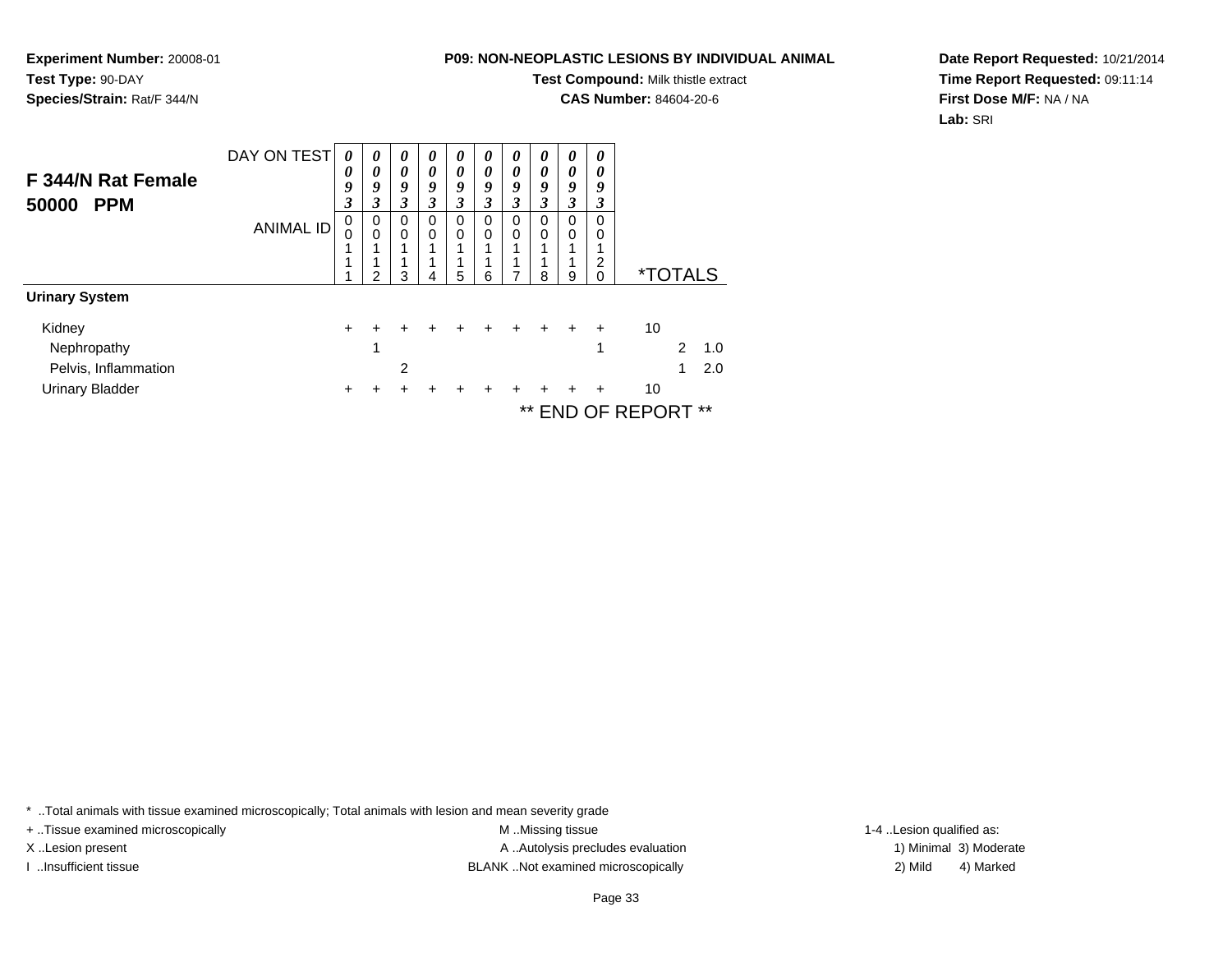**Experiment Number:** 20008-01
**Test Type:** 90-DAY
**Species/Strain:** Rat/F 344/N

**P09: NON-NEOPLASTIC LESIONS BY INDIVIDUAL ANIMAL**
**Test Compound:** Milk thistle extract
**CAS Number:** 84604-20-6

**Date Report Requested:** 10/21/2014
**Time Report Requested:** 09:11:14
**First Dose M/F:** NA / NA
**Lab:** SRI

## F 344/N Rat Female 50000 PPM

| DAY ON TEST | 0093 | 0093 | 0093 | 0093 | 0093 | 0093 | 0093 | 0093 | 0093 | 0093 | | | |
|---|---|---|---|---|---|---|---|---|---|---|---|---|---|
| **ANIMAL ID** | 00111 | 00112 | 00113 | 00114 | 00115 | 00116 | 00117 | 00118 | 00119 | 00120 | ***TOTALS** | | |
| **Urinary System** | | | | | | | | | | | | | |
| Kidney | + | + | + | + | + | + | + | + | + | + | 10 | | |
| Nephropathy | | 1 | | | | | | | | 1 | | 2 | 1.0 |
| Pelvis, Inflammation | | | 2 | | | | | | | | | 1 | 2.0 |
| Urinary Bladder | + | + | + | + | + | + | + | + | + | + | 10 | | |

** END OF REPORT **

* ..Total animals with tissue examined microscopically; Total animals with lesion and mean severity grade
+ ..Tissue examined microscopically
X ..Lesion present
I ..Insufficient tissue
M ..Missing tissue
A ..Autolysis precludes evaluation
BLANK ..Not examined microscopically
1-4 ..Lesion qualified as:
1) Minimal 3) Moderate
2) Mild 4) Marked